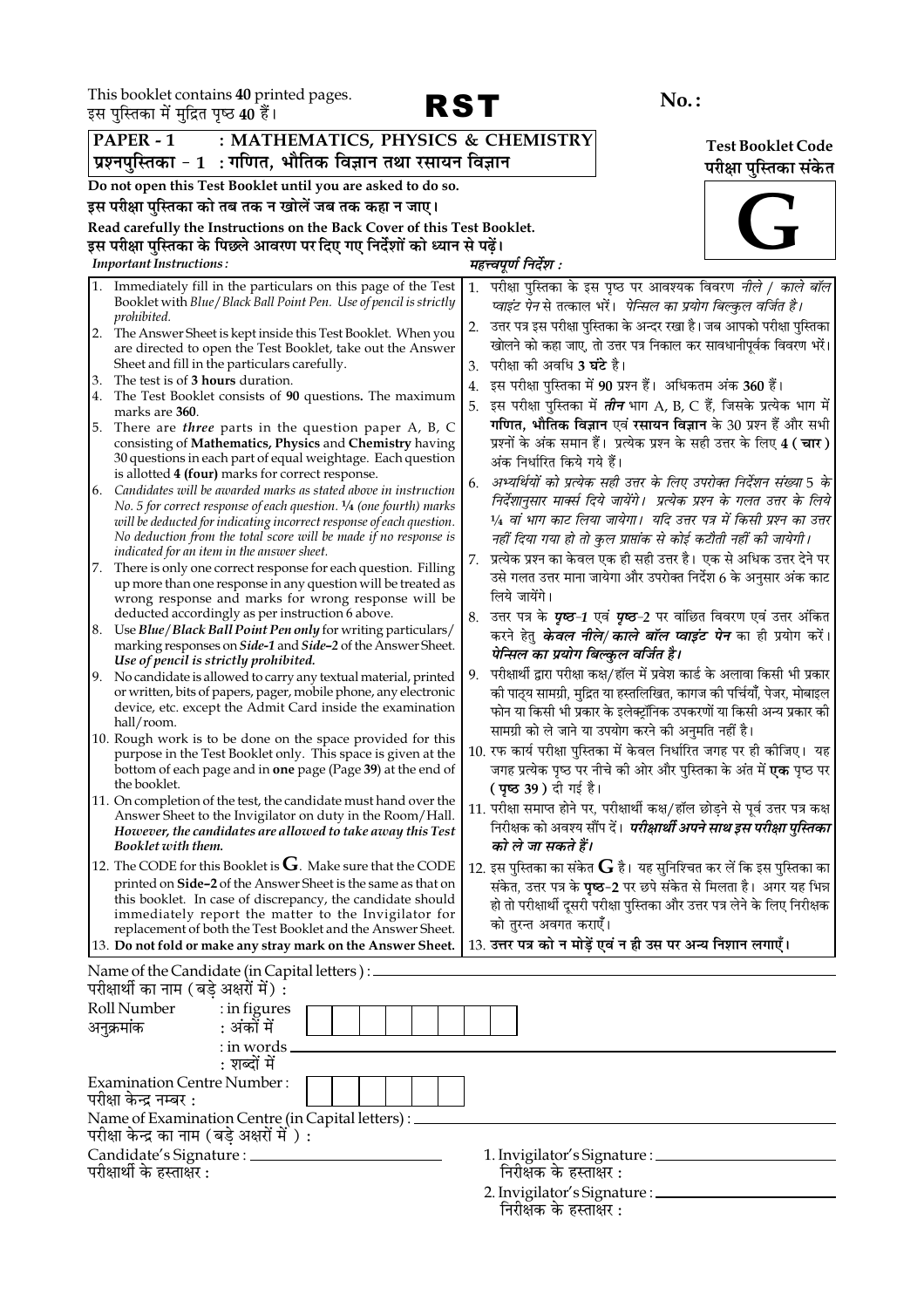This booklet contains **40** printed pages.
इस पुस्तिका में मुद्रित पृष्ठ **40** हैं।

# RST

**No. :**

**PAPER - 1 : MATHEMATICS, PHYSICS & CHEMISTRY**
**प्रश्नपुस्तिका - 1 : गणित, भौतिक विज्ञान तथा रसायन विज्ञान**

**Test Booklet Code**
**परीक्षा पुस्तिका संकेत**

# G

**Do not open this Test Booklet until you are asked to do so.**
**इस परीक्षा पुस्तिका को तब तक न खोलें जब तक कहा न जाए।**

**Read carefully the Instructions on the Back Cover of this Test Booklet.**
**इस परीक्षा पुस्तिका के पिछले आवरण पर दिए गए निर्देशों को ध्यान से पढ़ें।**

*Important Instructions :*

1. Immediately fill in the particulars on this page of the Test Booklet with *Blue/Black Ball Point Pen. Use of pencil is strictly prohibited.*
2. The Answer Sheet is kept inside this Test Booklet. When you are directed to open the Test Booklet, take out the Answer Sheet and fill in the particulars carefully.
3. The test is of **3 hours** duration.
4. The Test Booklet consists of **90** questions. The maximum marks are **360**.
5. There are ***three*** parts in the question paper A, B, C consisting of **Mathematics, Physics** and **Chemistry** having 30 questions in each part of equal weightage. Each question is allotted **4 (four)** marks for correct response.
6. *Candidates will be awarded marks as stated above in instruction No. 5 for correct response of each question. ¼ (one fourth) marks will be deducted for indicating incorrect response of each question. No deduction from the total score will be made if no response is indicated for an item in the answer sheet.*
7. There is only one correct response for each question. Filling up more than one response in any question will be treated as wrong response and marks for wrong response will be deducted accordingly as per instruction 6 above.
8. Use ***Blue/Black Ball Point Pen only*** for writing particulars/ marking responses on ***Side-1*** and ***Side-2*** of the Answer Sheet. ***Use of pencil is strictly prohibited.***
9. No candidate is allowed to carry any textual material, printed or written, bits of papers, pager, mobile phone, any electronic device, etc. except the Admit Card inside the examination hall/room.
10. Rough work is to be done on the space provided for this purpose in the Test Booklet only. This space is given at the bottom of each page and in **one** page (Page **39**) at the end of the booklet.
11. On completion of the test, the candidate must hand over the Answer Sheet to the Invigilator on duty in the Room/Hall. ***However, the candidates are allowed to take away this Test Booklet with them.***
12. The CODE for this Booklet is **G**. Make sure that the CODE printed on **Side-2** of the Answer Sheet is the same as that on this booklet. In case of discrepancy, the candidate should immediately report the matter to the Invigilator for replacement of both the Test Booklet and the Answer Sheet.
13. **Do not fold or make any stray mark on the Answer Sheet.**

*महत्त्वपूर्ण निर्देश :*

1. परीक्षा पुस्तिका के इस पृष्ठ पर आवश्यक विवरण *नीले / काले बॉल प्वाइंट पेन* से तत्काल भरें। *पेन्सिल का प्रयोग बिल्कुल वर्जित है।*
2. उत्तर पत्र इस परीक्षा पुस्तिका के अन्दर रखा है। जब आपको परीक्षा पुस्तिका खोलने को कहा जाए, तो उत्तर पत्र निकाल कर सावधानीपूर्वक विवरण भरें।
3. परीक्षा की अवधि **3 घंटे** है।
4. इस परीक्षा पुस्तिका में **90** प्रश्न हैं। अधिकतम अंक **360** हैं।
5. इस परीक्षा पुस्तिका में ***तीन*** भाग A, B, C हैं, जिसके प्रत्येक भाग में **गणित, भौतिक विज्ञान** एवं **रसायन विज्ञान** के 30 प्रश्न हैं और सभी प्रश्नों के अंक समान हैं। प्रत्येक प्रश्न के सही उत्तर के लिए **4 ( चार )** अंक निर्धारित किये गये हैं।
6. *अभ्यर्थियों को प्रत्येक सही उत्तर के लिए उपरोक्त निर्देशन संख्या 5 के निर्देशानुसार मार्क्स दिये जायेंगे। प्रत्येक प्रश्न के गलत उत्तर के लिये ¼ वां भाग काट लिया जायेगा। यदि उत्तर पत्र में किसी प्रश्न का उत्तर नहीं दिया गया हो तो कुल प्राप्तांक से कोई कटौती नहीं की जायेगी।*
7. प्रत्येक प्रश्न का केवल एक ही सही उत्तर है। एक से अधिक उत्तर देने पर उसे गलत उत्तर माना जायेगा और उपरोक्त निर्देश 6 के अनुसार अंक काट लिये जायेंगे।
8. उत्तर पत्र के ***पृष्ठ-1*** एवं ***पृष्ठ-2*** पर वांछित विवरण एवं उत्तर अंकित करने हेतु ***केवल नीले/ काले बॉल प्वाइंट पेन*** का ही प्रयोग करें। ***पेन्सिल का प्रयोग बिल्कुल वर्जित है।***
9. परीक्षार्थी द्वारा परीक्षा कक्ष/हॉल में प्रवेश कार्ड के अलावा किसी भी प्रकार की पाठ्य सामग्री, मुद्रित या हस्तलिखित, कागज की पर्चियाँ, पेजर, मोबाइल फोन या किसी भी प्रकार के इलेक्ट्रॉनिक उपकरणों या किसी अन्य प्रकार की सामग्री को ले जाने या उपयोग करने की अनुमति नहीं है।
10. रफ कार्य परीक्षा पुस्तिका में केवल निर्धारित जगह पर ही कीजिए। यह जगह प्रत्येक पृष्ठ पर नीचे की ओर और पुस्तिका के अंत में **एक** पृष्ठ पर **( पृष्ठ 39 )** दी गई है।
11. परीक्षा समाप्त होने पर, परीक्षार्थी कक्ष/हॉल छोड़ने से पूर्व उत्तर पत्र कक्ष निरीक्षक को अवश्य सौंप दें। ***परीक्षार्थी अपने साथ इस परीक्षा पुस्तिका को ले जा सकते हैं।***
12. इस पुस्तिका का संकेत **G** है। यह सुनिश्चित कर लें कि इस पुस्तिका का संकेत, उत्तर पत्र के **पृष्ठ-2** पर छपे संकेत से मिलता है। अगर यह भिन्न हो तो परीक्षार्थी दूसरी परीक्षा पुस्तिका और उत्तर पत्र लेने के लिए निरीक्षक को तुरन्त अवगत कराएँ।
13. **उत्तर पत्र को न मोड़ें एवं न ही उस पर अन्य निशान लगाएँ।**

Name of the Candidate (in Capital letters) : ____________________
परीक्षार्थी का नाम (बड़े अक्षरों में) :

Roll Number : in figures
अनुक्रमांक : अंकों में

: in words ____________________
: शब्दों में

Examination Centre Number :
परीक्षा केन्द्र नम्बर :

Name of Examination Centre (in Capital letters) : ____________________
परीक्षा केन्द्र का नाम (बड़े अक्षरों में ) :

Candidate's Signature : ____________________
परीक्षार्थी के हस्ताक्षर :

1. Invigilator's Signature : ____________________
निरीक्षक के हस्ताक्षर :

2. Invigilator's Signature : ____________________
निरीक्षक के हस्ताक्षर :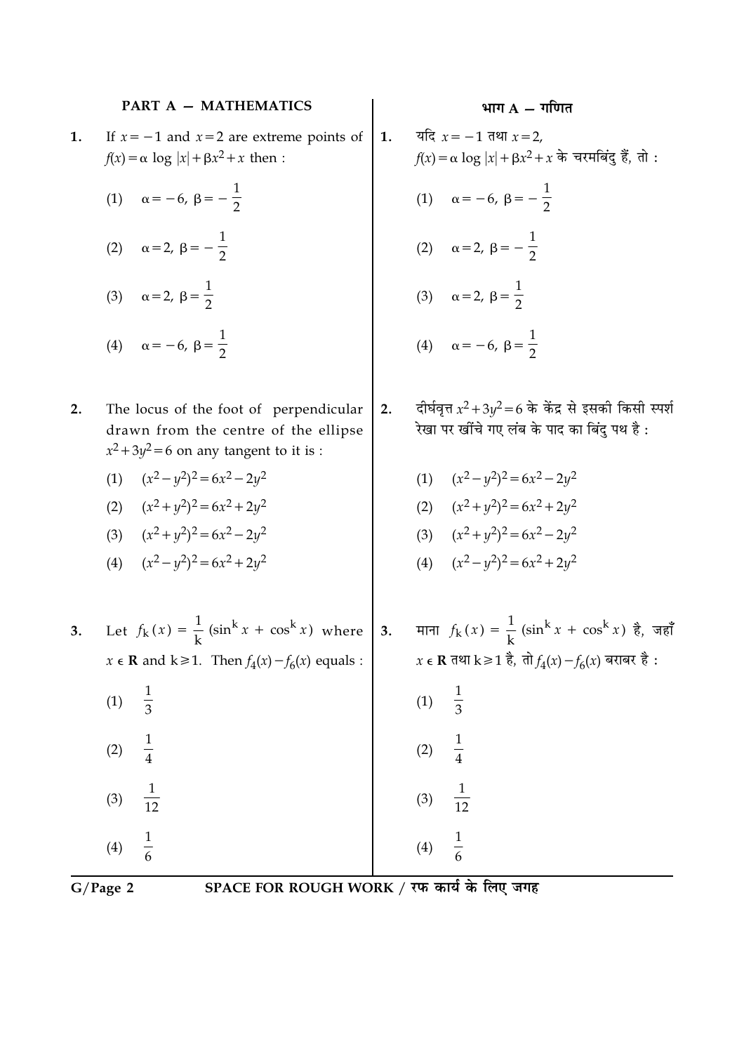## PART A — MATHEMATICS

## भाग A — गणित

**1.** If $x = -1$ and $x = 2$ are extreme points of $f(x) = \alpha \log |x| + \beta x^2 + x$ then :

(1) $\alpha = -6,\ \beta = -\frac{1}{2}$

(2) $\alpha = 2,\ \beta = -\frac{1}{2}$

(3) $\alpha = 2,\ \beta = \frac{1}{2}$

(4) $\alpha = -6,\ \beta = \frac{1}{2}$

**1.** यदि $x = -1$ तथा $x = 2$, $f(x) = \alpha \log |x| + \beta x^2 + x$ के चरमबिंदु हैं, तो :

(1) $\alpha = -6,\ \beta = -\frac{1}{2}$

(2) $\alpha = 2,\ \beta = -\frac{1}{2}$

(3) $\alpha = 2,\ \beta = \frac{1}{2}$

(4) $\alpha = -6,\ \beta = \frac{1}{2}$

**2.** The locus of the foot of perpendicular drawn from the centre of the ellipse $x^2 + 3y^2 = 6$ on any tangent to it is :

(1) $(x^2 - y^2)^2 = 6x^2 - 2y^2$

(2) $(x^2 + y^2)^2 = 6x^2 + 2y^2$

(3) $(x^2 + y^2)^2 = 6x^2 - 2y^2$

(4) $(x^2 - y^2)^2 = 6x^2 + 2y^2$

**2.** दीर्घवृत्त $x^2 + 3y^2 = 6$ के केंद्र से इसकी किसी स्पर्श रेखा पर खींचे गए लंब के पाद का बिंदु पथ है :

(1) $(x^2 - y^2)^2 = 6x^2 - 2y^2$

(2) $(x^2 + y^2)^2 = 6x^2 + 2y^2$

(3) $(x^2 + y^2)^2 = 6x^2 - 2y^2$

(4) $(x^2 - y^2)^2 = 6x^2 + 2y^2$

**3.** Let $f_k(x) = \frac{1}{k}(\sin^k x + \cos^k x)$ where $x \in \mathbf{R}$ and $k \geq 1$. Then $f_4(x) - f_6(x)$ equals :

(1) $\frac{1}{3}$

(2) $\frac{1}{4}$

(3) $\frac{1}{12}$

(4) $\frac{1}{6}$

**3.** माना $f_k(x) = \frac{1}{k}(\sin^k x + \cos^k x)$ है, जहाँ $x \in \mathbf{R}$ तथा $k \geq 1$ है, तो $f_4(x) - f_6(x)$ बराबर है :

(1) $\frac{1}{3}$

(2) $\frac{1}{4}$

(3) $\frac{1}{12}$

(4) $\frac{1}{6}$

SPACE FOR ROUGH WORK / रफ कार्य के लिए जगह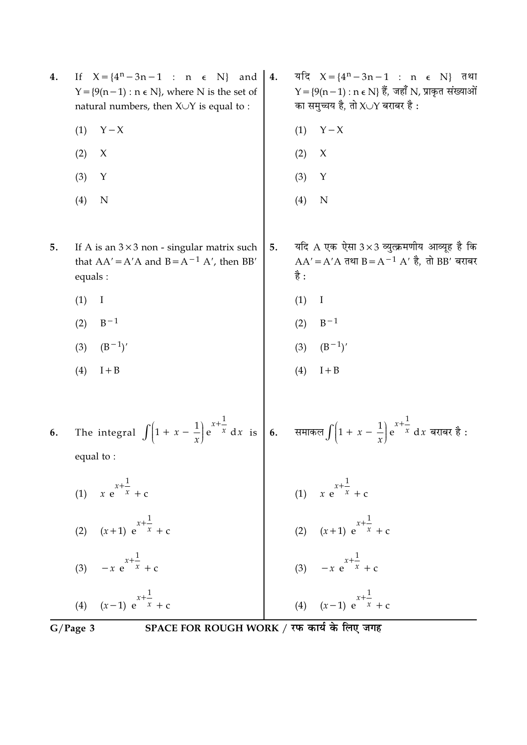4. If $X = \{4^n - 3n - 1 : n \in N\}$ and $Y = \{9(n-1) : n \in N\}$, where N is the set of natural numbers, then $X \cup Y$ is equal to :

   (1) $Y - X$

   (2) $X$

   (3) $Y$

   (4) $N$

4. यदि $X = \{4^n - 3n - 1 : n \in N\}$ तथा $Y = \{9(n-1) : n \in N\}$ हैं, जहाँ N, प्राकृत संख्याओं का समुच्चय है, तो $X \cup Y$ बराबर है :

   (1) $Y - X$

   (2) $X$

   (3) $Y$

   (4) $N$

5. If A is an $3 \times 3$ non - singular matrix such that $AA' = A'A$ and $B = A^{-1} A'$, then $BB'$ equals :

   (1) $I$

   (2) $B^{-1}$

   (3) $(B^{-1})'$

   (4) $I + B$

5. यदि A एक ऐसा $3 \times 3$ व्युत्क्रमणीय आव्यूह है कि $AA' = A'A$ तथा $B = A^{-1} A'$ है, तो $BB'$ बराबर है :

   (1) $I$

   (2) $B^{-1}$

   (3) $(B^{-1})'$

   (4) $I + B$

6. The integral $\int \left(1 + x - \frac{1}{x}\right) e^{x + \frac{1}{x}} dx$ is equal to :

   (1) $x\, e^{x + \frac{1}{x}} + c$

   (2) $(x+1)\, e^{x + \frac{1}{x}} + c$

   (3) $-x\, e^{x + \frac{1}{x}} + c$

   (4) $(x-1)\, e^{x + \frac{1}{x}} + c$

6. समाकल $\int \left(1 + x - \frac{1}{x}\right) e^{x + \frac{1}{x}} dx$ बराबर है :

   (1) $x\, e^{x + \frac{1}{x}} + c$

   (2) $(x+1)\, e^{x + \frac{1}{x}} + c$

   (3) $-x\, e^{x + \frac{1}{x}} + c$

   (4) $(x-1)\, e^{x + \frac{1}{x}} + c$

SPACE FOR ROUGH WORK / रफ कार्य के लिए जगह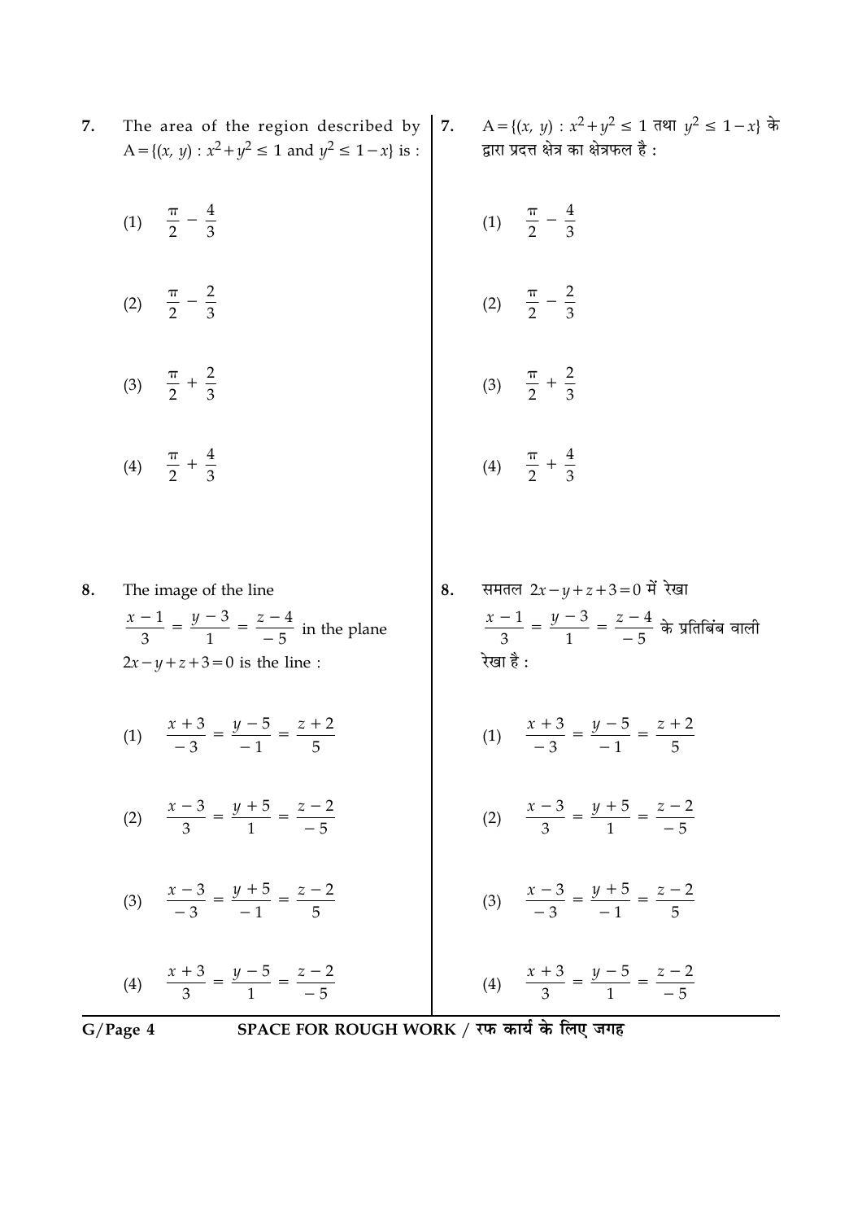7. The area of the region described by $A = \{(x, y) : x^2 + y^2 \leq 1 \text{ and } y^2 \leq 1 - x\}$ is :

(1) $\frac{\pi}{2} - \frac{4}{3}$

(2) $\frac{\pi}{2} - \frac{2}{3}$

(3) $\frac{\pi}{2} + \frac{2}{3}$

(4) $\frac{\pi}{2} + \frac{4}{3}$

7. $A = \{(x, y) : x^2 + y^2 \leq 1$ तथा $y^2 \leq 1 - x\}$ के द्वारा प्रदत्त क्षेत्र का क्षेत्रफल है :

(1) $\frac{\pi}{2} - \frac{4}{3}$

(2) $\frac{\pi}{2} - \frac{2}{3}$

(3) $\frac{\pi}{2} + \frac{2}{3}$

(4) $\frac{\pi}{2} + \frac{4}{3}$

8. The image of the line $\frac{x-1}{3} = \frac{y-3}{1} = \frac{z-4}{-5}$ in the plane $2x - y + z + 3 = 0$ is the line :

(1) $\frac{x+3}{-3} = \frac{y-5}{-1} = \frac{z+2}{5}$

(2) $\frac{x-3}{3} = \frac{y+5}{1} = \frac{z-2}{-5}$

(3) $\frac{x-3}{-3} = \frac{y+5}{-1} = \frac{z-2}{5}$

(4) $\frac{x+3}{3} = \frac{y-5}{1} = \frac{z-2}{-5}$

8. समतल $2x - y + z + 3 = 0$ में रेखा $\frac{x-1}{3} = \frac{y-3}{1} = \frac{z-4}{-5}$ के प्रतिबिंब वाली रेखा है :

(1) $\frac{x+3}{-3} = \frac{y-5}{-1} = \frac{z+2}{5}$

(2) $\frac{x-3}{3} = \frac{y+5}{1} = \frac{z-2}{-5}$

(3) $\frac{x-3}{-3} = \frac{y+5}{-1} = \frac{z-2}{5}$

(4) $\frac{x+3}{3} = \frac{y-5}{1} = \frac{z-2}{-5}$

SPACE FOR ROUGH WORK / रफ कार्य के लिए जगह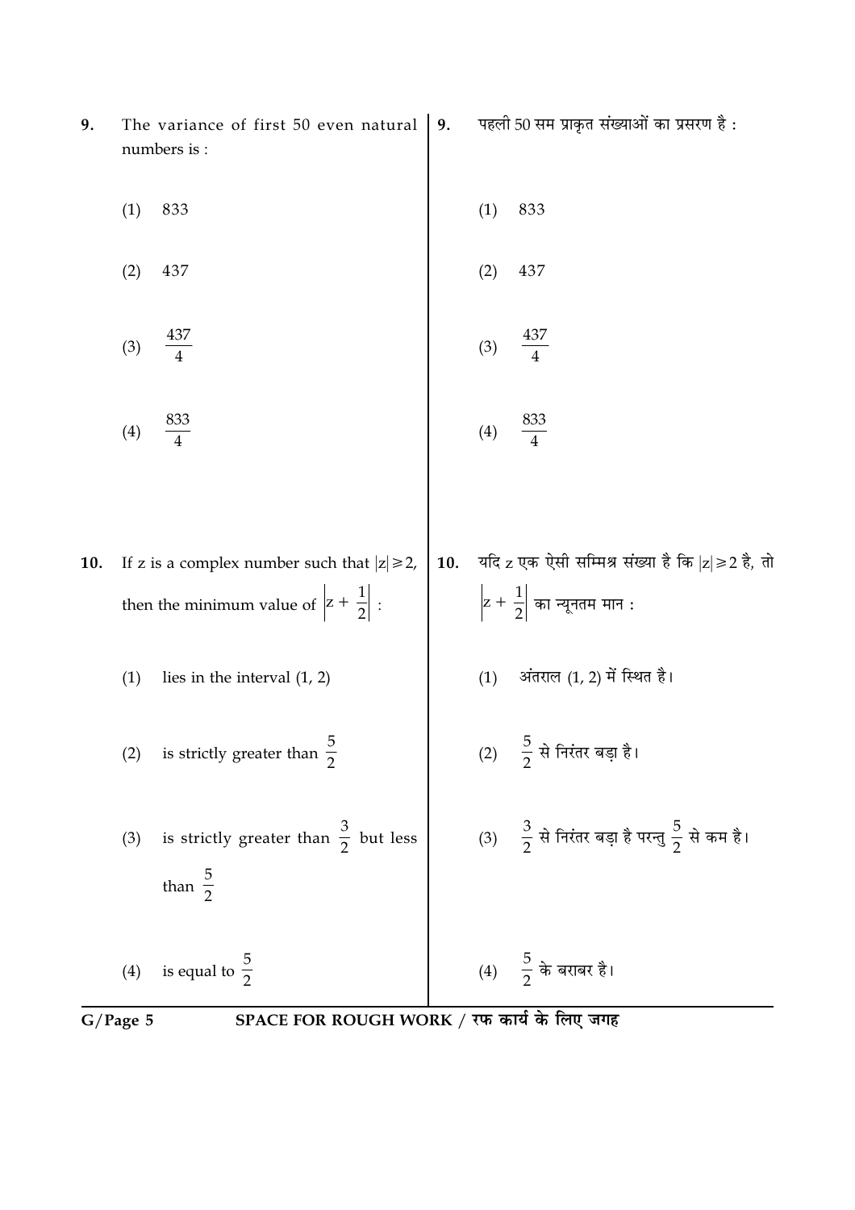9. The variance of first 50 even natural numbers is :

(1) 833

(2) 437

(3) $\frac{437}{4}$

(4) $\frac{833}{4}$

9. पहली 50 सम प्राकृत संख्याओं का प्रसरण है :

(1) 833

(2) 437

(3) $\frac{437}{4}$

(4) $\frac{833}{4}$

10. If z is a complex number such that $|z| \geqslant 2$, then the minimum value of $\left|z + \frac{1}{2}\right|$ :

(1) lies in the interval (1, 2)

(2) is strictly greater than $\frac{5}{2}$

(3) is strictly greater than $\frac{3}{2}$ but less than $\frac{5}{2}$

(4) is equal to $\frac{5}{2}$

10. यदि z एक ऐसी सम्मिश्र संख्या है कि $|z| \geqslant 2$ है, तो $\left|z + \frac{1}{2}\right|$ का न्यूनतम मान :

(1) अंतराल (1, 2) में स्थित है।

(2) $\frac{5}{2}$ से निरंतर बड़ा है।

(3) $\frac{3}{2}$ से निरंतर बड़ा है परन्तु $\frac{5}{2}$ से कम है।

(4) $\frac{5}{2}$ के बराबर है।

SPACE FOR ROUGH WORK / रफ कार्य के लिए जगह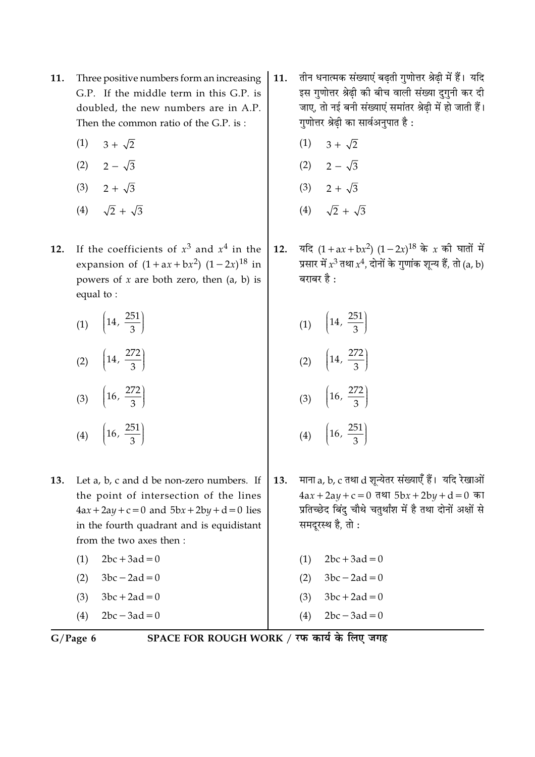11. Three positive numbers form an increasing G.P. If the middle term in this G.P. is doubled, the new numbers are in A.P. Then the common ratio of the G.P. is :

(1) $3 + \sqrt{2}$

(2) $2 - \sqrt{3}$

(3) $2 + \sqrt{3}$

(4) $\sqrt{2} + \sqrt{3}$

11. तीन धनात्मक संख्याएं बढ़ती गुणोत्तर श्रेढ़ी में हैं। यदि इस गुणोत्तर श्रेढ़ी की बीच वाली संख्या दुगुनी कर दी जाए, तो नई बनी संख्याएं समांतर श्रेढ़ी में हो जाती हैं। गुणोत्तर श्रेढ़ी का सार्वअनुपात है :

(1) $3 + \sqrt{2}$

(2) $2 - \sqrt{3}$

(3) $2 + \sqrt{3}$

(4) $\sqrt{2} + \sqrt{3}$

12. If the coefficients of $x^3$ and $x^4$ in the expansion of $(1 + ax + bx^2)\ (1 - 2x)^{18}$ in powers of $x$ are both zero, then (a, b) is equal to :

(1) $\left(14, \frac{251}{3}\right)$

(2) $\left(14, \frac{272}{3}\right)$

(3) $\left(16, \frac{272}{3}\right)$

(4) $\left(16, \frac{251}{3}\right)$

12. यदि $(1 + ax + bx^2)\ (1 - 2x)^{18}$ के $x$ की घातों में प्रसार में $x^3$ तथा $x^4$, दोनों के गुणांक शून्य हैं, तो (a, b) बराबर है :

(1) $\left(14, \frac{251}{3}\right)$

(2) $\left(14, \frac{272}{3}\right)$

(3) $\left(16, \frac{272}{3}\right)$

(4) $\left(16, \frac{251}{3}\right)$

13. Let a, b, c and d be non-zero numbers. If the point of intersection of the lines $4ax + 2ay + c = 0$ and $5bx + 2by + d = 0$ lies in the fourth quadrant and is equidistant from the two axes then :

(1) $2bc + 3ad = 0$

(2) $3bc - 2ad = 0$

(3) $3bc + 2ad = 0$

(4) $2bc - 3ad = 0$

13. माना a, b, c तथा d शून्येतर संख्याएँ हैं। यदि रेखाओं $4ax + 2ay + c = 0$ तथा $5bx + 2by + d = 0$ का प्रतिच्छेद बिंदु चौथे चतुर्थांश में है तथा दोनों अक्षों से समदूरस्थ है, तो :

(1) $2bc + 3ad = 0$

(2) $3bc - 2ad = 0$

(3) $3bc + 2ad = 0$

(4) $2bc - 3ad = 0$

SPACE FOR ROUGH WORK / रफ कार्य के लिए जगह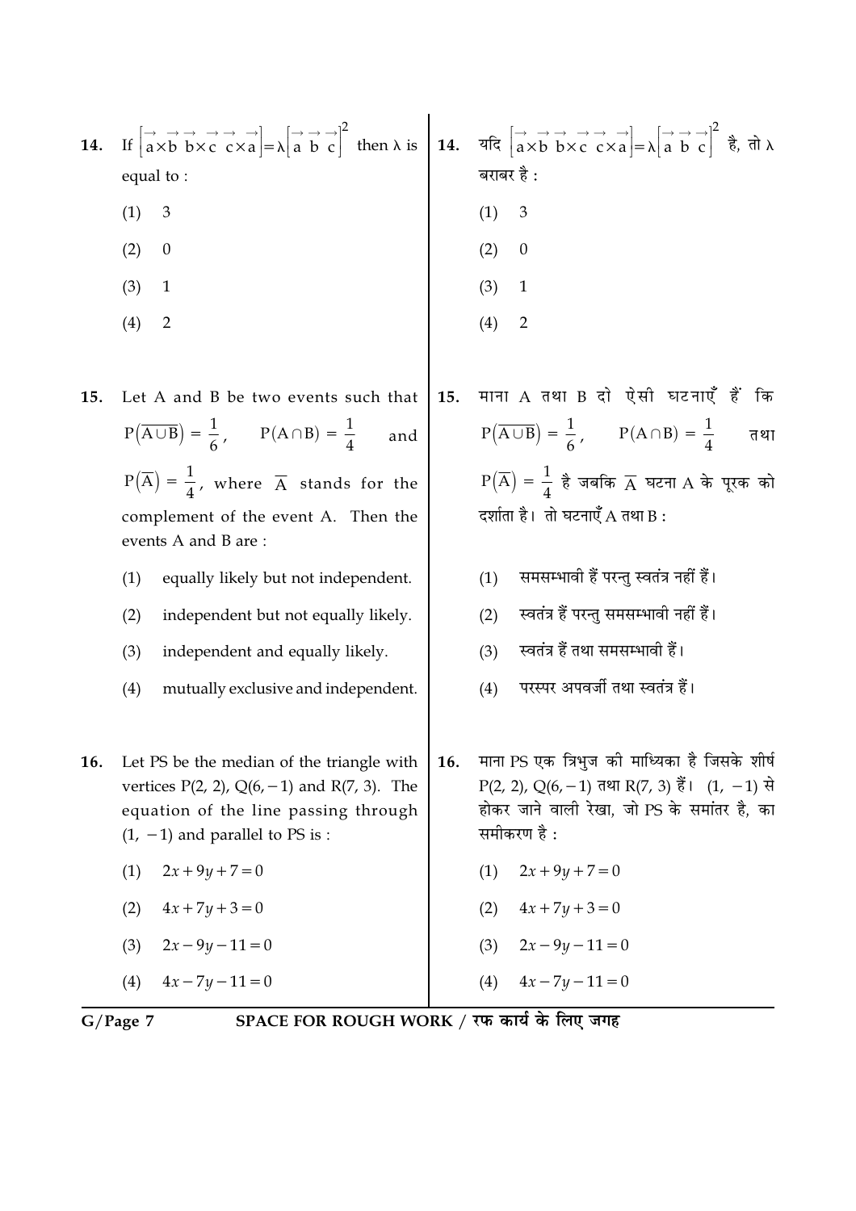14. If $\left[\vec{a}\times\vec{b}\ \ \vec{b}\times\vec{c}\ \ \vec{c}\times\vec{a}\right]=\lambda\left[\vec{a}\ \vec{b}\ \vec{c}\right]^2$ then $\lambda$ is equal to :

(1) 3

(2) 0

(3) 1

(4) 2

14. यदि $\left[\vec{a}\times\vec{b}\ \ \vec{b}\times\vec{c}\ \ \vec{c}\times\vec{a}\right]=\lambda\left[\vec{a}\ \vec{b}\ \vec{c}\right]^2$ है, तो $\lambda$ बराबर है :

(1) 3

(2) 0

(3) 1

(4) 2

15. Let A and B be two events such that $P\left(\overline{A\cup B}\right) = \frac{1}{6}$, $P(A\cap B) = \frac{1}{4}$ and $P\left(\overline{A}\right) = \frac{1}{4}$, where $\overline{A}$ stands for the complement of the event A. Then the events A and B are :

(1) equally likely but not independent.

(2) independent but not equally likely.

(3) independent and equally likely.

(4) mutually exclusive and independent.

15. माना A तथा B दो ऐसी घटनाएँ हैं कि $P\left(\overline{A\cup B}\right) = \frac{1}{6}$, $P(A\cap B) = \frac{1}{4}$ तथा $P\left(\overline{A}\right) = \frac{1}{4}$ है जबकि $\overline{A}$ घटना A के पूरक को दर्शाता है। तो घटनाएँ A तथा B :

(1) समसम्भावी हैं परन्तु स्वतंत्र नहीं हैं।

(2) स्वतंत्र हैं परन्तु समसम्भावी नहीं हैं।

(3) स्वतंत्र हैं तथा समसम्भावी हैं।

(4) परस्पर अपवर्जी तथा स्वतंत्र हैं।

16. Let PS be the median of the triangle with vertices P(2, 2), Q(6, −1) and R(7, 3). The equation of the line passing through (1, −1) and parallel to PS is :

(1) $2x+9y+7=0$

(2) $4x+7y+3=0$

(3) $2x-9y-11=0$

(4) $4x-7y-11=0$

16. माना PS एक त्रिभुज की माध्यिका है जिसके शीर्ष P(2, 2), Q(6, −1) तथा R(7, 3) हैं। (1, −1) से होकर जाने वाली रेखा, जो PS के समांतर है, का समीकरण है :

(1) $2x+9y+7=0$

(2) $4x+7y+3=0$

(3) $2x-9y-11=0$

(4) $4x-7y-11=0$

SPACE FOR ROUGH WORK / रफ कार्य के लिए जगह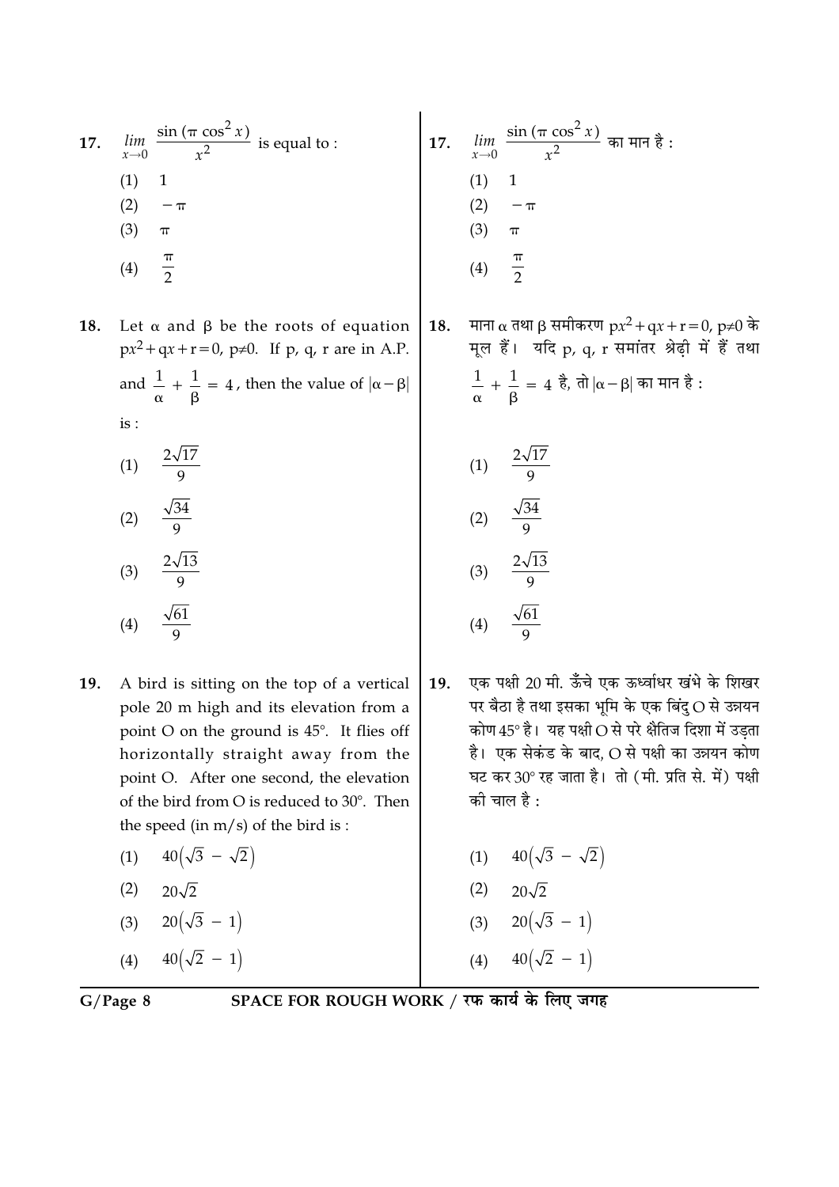17. $\lim_{x \to 0} \frac{\sin(\pi \cos^2 x)}{x^2}$ is equal to :

(1) 1

(2) $-\pi$

(3) $\pi$

(4) $\frac{\pi}{2}$

18. Let $\alpha$ and $\beta$ be the roots of equation $px^2 + qx + r = 0$, $p \neq 0$. If p, q, r are in A.P. and $\frac{1}{\alpha} + \frac{1}{\beta} = 4$, then the value of $|\alpha - \beta|$ is :

(1) $\frac{2\sqrt{17}}{9}$

(2) $\frac{\sqrt{34}}{9}$

(3) $\frac{2\sqrt{13}}{9}$

(4) $\frac{\sqrt{61}}{9}$

19. A bird is sitting on the top of a vertical pole 20 m high and its elevation from a point O on the ground is 45°. It flies off horizontally straight away from the point O. After one second, the elevation of the bird from O is reduced to 30°. Then the speed (in m/s) of the bird is :

(1) $40(\sqrt{3} - \sqrt{2})$

(2) $20\sqrt{2}$

(3) $20(\sqrt{3} - 1)$

(4) $40(\sqrt{2} - 1)$

17. $\lim_{x \to 0} \frac{\sin(\pi \cos^2 x)}{x^2}$ का मान है :

(1) 1

(2) $-\pi$

(3) $\pi$

(4) $\frac{\pi}{2}$

18. माना $\alpha$ तथा $\beta$ समीकरण $px^2 + qx + r = 0$, $p \neq 0$ के मूल हैं। यदि p, q, r समांतर श्रेढ़ी में हैं तथा $\frac{1}{\alpha} + \frac{1}{\beta} = 4$ है, तो $|\alpha - \beta|$ का मान है :

(1) $\frac{2\sqrt{17}}{9}$

(2) $\frac{\sqrt{34}}{9}$

(3) $\frac{2\sqrt{13}}{9}$

(4) $\frac{\sqrt{61}}{9}$

19. एक पक्षी 20 मी. ऊँचे एक ऊर्ध्वाधर खंभे के शिखर पर बैठा है तथा इसका भूमि के एक बिंदु O से उन्नयन कोण 45° है। यह पक्षी O से परे क्षैतिज दिशा में उड़ता है। एक सेकंड के बाद, O से पक्षी का उन्नयन कोण घट कर 30° रह जाता है। तो (मी. प्रति से. में) पक्षी की चाल है :

(1) $40(\sqrt{3} - \sqrt{2})$

(2) $20\sqrt{2}$

(3) $20(\sqrt{3} - 1)$

(4) $40(\sqrt{2} - 1)$

SPACE FOR ROUGH WORK / रफ कार्य के लिए जगह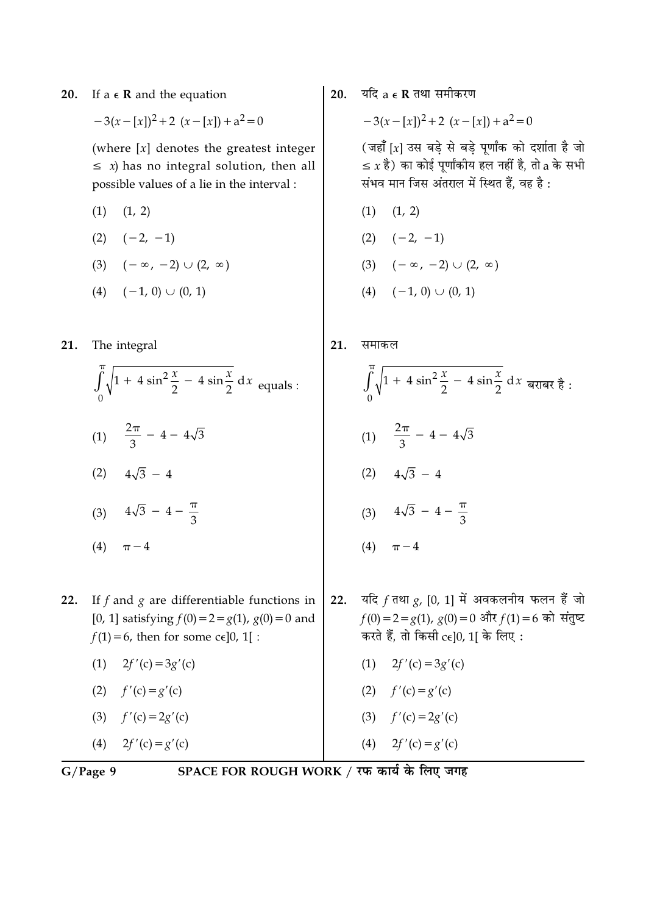**20.** If a ∈ **R** and the equation

$$-3(x-[x])^2+2\ (x-[x])+a^2=0$$

(where $[x]$ denotes the greatest integer $\leq\ x$) has no integral solution, then all possible values of a lie in the interval :

(1) $(1, 2)$

(2) $(-2, -1)$

(3) $(-\infty, -2) \cup (2, \infty)$

(4) $(-1, 0) \cup (0, 1)$

**20.** यदि a ∈ **R** तथा समीकरण

$$-3(x-[x])^2+2\ (x-[x])+a^2=0$$

(जहाँ $[x]$ उस बड़े से बड़े पूर्णांक को दर्शाता है जो $\leq x$ है) का कोई पूर्णांकीय हल नहीं है, तो a के सभी संभव मान जिस अंतराल में स्थित हैं, वह है :

(1) $(1, 2)$

(2) $(-2, -1)$

(3) $(-\infty, -2) \cup (2, \infty)$

(4) $(-1, 0) \cup (0, 1)$

**21.** The integral

$$\int_0^{\pi} \sqrt{1 + 4\sin^2\frac{x}{2} - 4\sin\frac{x}{2}}\ \mathrm{d}x \text{ equals :}$$

(1) $\frac{2\pi}{3} - 4 - 4\sqrt{3}$

(2) $4\sqrt{3} - 4$

(3) $4\sqrt{3} - 4 - \frac{\pi}{3}$

(4) $\pi - 4$

**21.** समाकल

$$\int_0^{\pi} \sqrt{1 + 4\sin^2\frac{x}{2} - 4\sin\frac{x}{2}}\ \mathrm{d}x \text{ बराबर है :}$$

(1) $\frac{2\pi}{3} - 4 - 4\sqrt{3}$

(2) $4\sqrt{3} - 4$

(3) $4\sqrt{3} - 4 - \frac{\pi}{3}$

(4) $\pi - 4$

**22.** If $f$ and $g$ are differentiable functions in $[0, 1]$ satisfying $f(0)=2=g(1)$, $g(0)=0$ and $f(1)=6$, then for some c∈$]0, 1[$ :

(1) $2f'(c)=3g'(c)$

(2) $f'(c)=g'(c)$

(3) $f'(c)=2g'(c)$

(4) $2f'(c)=g'(c)$

**22.** यदि $f$ तथा $g$, $[0, 1]$ में अवकलनीय फलन हैं जो $f(0)=2=g(1)$, $g(0)=0$ और $f(1)=6$ को संतुष्ट करते हैं, तो किसी c∈$]0, 1[$ के लिए :

(1) $2f'(c)=3g'(c)$

(2) $f'(c)=g'(c)$

(3) $f'(c)=2g'(c)$

(4) $2f'(c)=g'(c)$

SPACE FOR ROUGH WORK / रफ कार्य के लिए जगह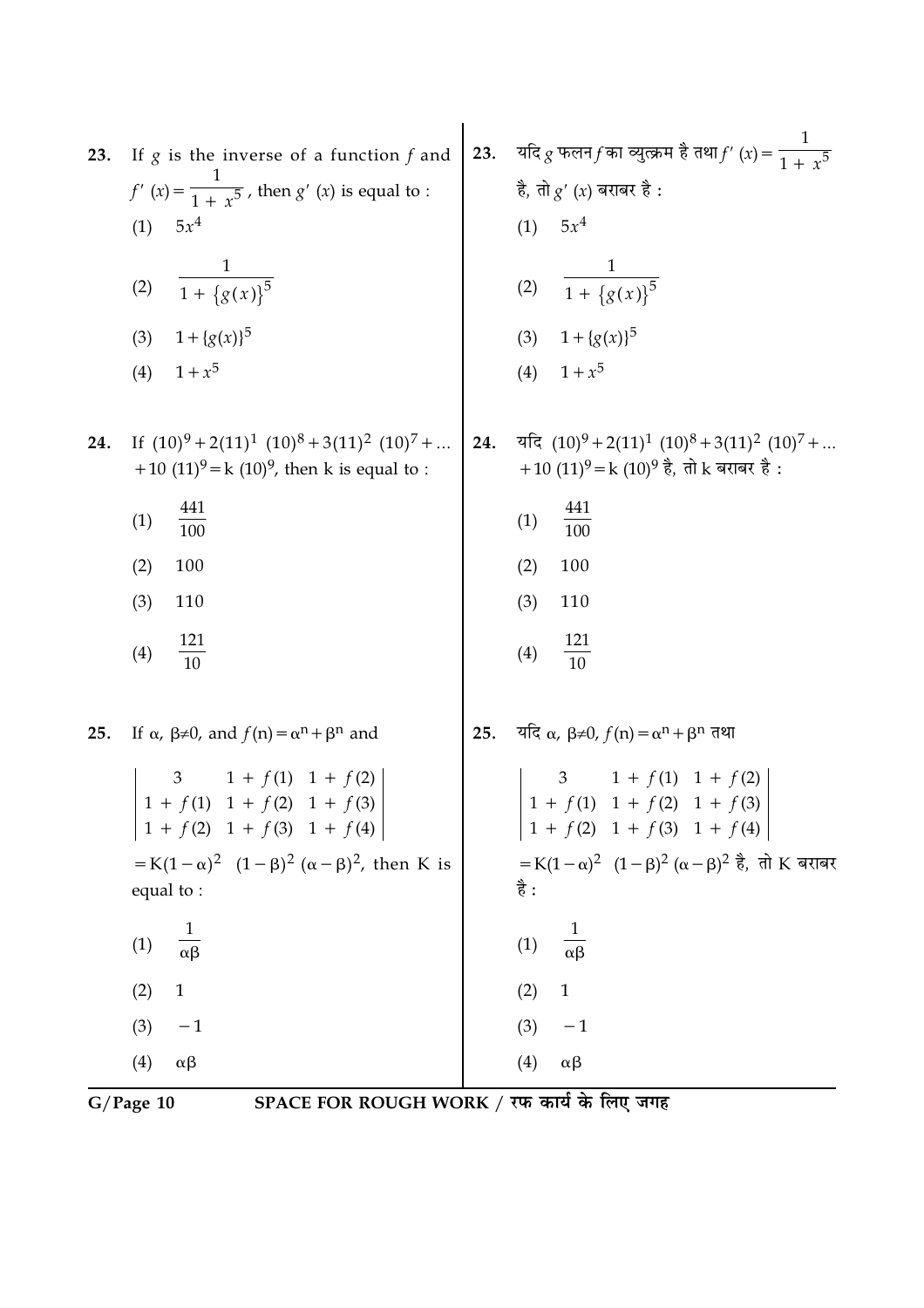**23.** If $g$ is the inverse of a function $f$ and $f'(x) = \dfrac{1}{1 + x^5}$, then $g'(x)$ is equal to :

(1) $5x^4$

(2) $\dfrac{1}{1 + \{g(x)\}^5}$

(3) $1 + \{g(x)\}^5$

(4) $1 + x^5$

**24.** If $(10)^9 + 2(11)^1 (10)^8 + 3(11)^2 (10)^7 + ... + 10 (11)^9 = k (10)^9$, then k is equal to :

(1) $\dfrac{441}{100}$

(2) 100

(3) 110

(4) $\dfrac{121}{10}$

**25.** If $\alpha, \beta \neq 0$, and $f(n) = \alpha^n + \beta^n$ and

$$\begin{vmatrix} 3 & 1 + f(1) & 1 + f(2) \\ 1 + f(1) & 1 + f(2) & 1 + f(3) \\ 1 + f(2) & 1 + f(3) & 1 + f(4) \end{vmatrix}$$

$= K(1 - \alpha)^2 \ (1 - \beta)^2 \ (\alpha - \beta)^2$, then K is equal to :

(1) $\dfrac{1}{\alpha\beta}$

(2) 1

(3) $-1$

(4) $\alpha\beta$

**23.** यदि $g$ फलन $f$ का व्युत्क्रम है तथा $f'(x) = \dfrac{1}{1 + x^5}$ है, तो $g'(x)$ बराबर है :

(1) $5x^4$

(2) $\dfrac{1}{1 + \{g(x)\}^5}$

(3) $1 + \{g(x)\}^5$

(4) $1 + x^5$

**24.** यदि $(10)^9 + 2(11)^1 (10)^8 + 3(11)^2 (10)^7 + ... + 10 (11)^9 = k (10)^9$ है, तो k बराबर है :

(1) $\dfrac{441}{100}$

(2) 100

(3) 110

(4) $\dfrac{121}{10}$

**25.** यदि $\alpha, \beta \neq 0$, $f(n) = \alpha^n + \beta^n$ तथा

$$\begin{vmatrix} 3 & 1 + f(1) & 1 + f(2) \\ 1 + f(1) & 1 + f(2) & 1 + f(3) \\ 1 + f(2) & 1 + f(3) & 1 + f(4) \end{vmatrix}$$

$= K(1 - \alpha)^2 \ (1 - \beta)^2 \ (\alpha - \beta)^2$ है, तो K बराबर है :

(1) $\dfrac{1}{\alpha\beta}$

(2) 1

(3) $-1$

(4) $\alpha\beta$

SPACE FOR ROUGH WORK / रफ कार्य के लिए जगह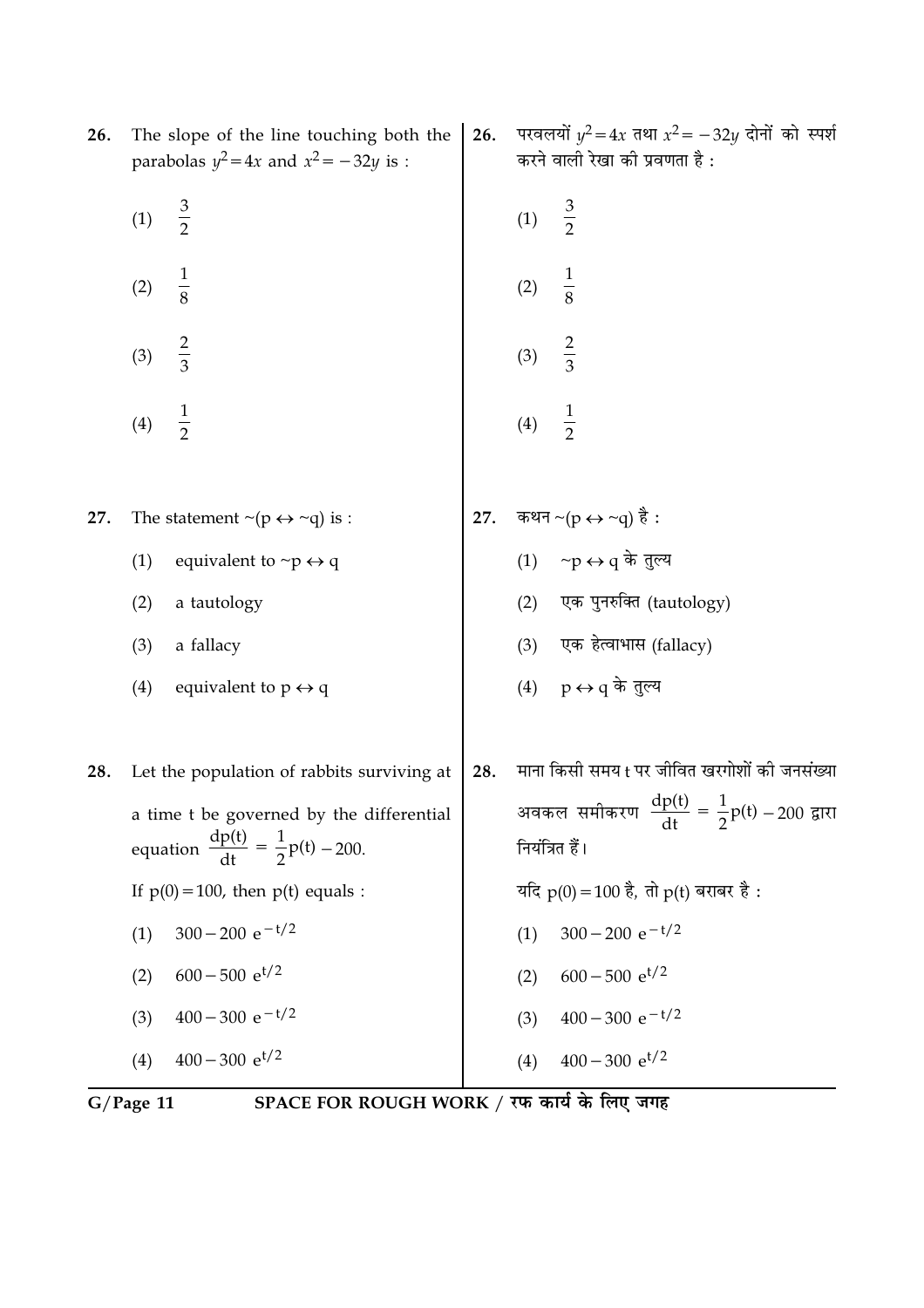26. The slope of the line touching both the parabolas $y^2 = 4x$ and $x^2 = -32y$ is :

(1) $\frac{3}{2}$

(2) $\frac{1}{8}$

(3) $\frac{2}{3}$

(4) $\frac{1}{2}$

26. परवलयों $y^2 = 4x$ तथा $x^2 = -32y$ दोनों को स्पर्श करने वाली रेखा की प्रवणता है :

(1) $\frac{3}{2}$

(2) $\frac{1}{8}$

(3) $\frac{2}{3}$

(4) $\frac{1}{2}$

27. The statement $\sim(p \leftrightarrow \sim q)$ is :

(1) equivalent to $\sim p \leftrightarrow q$

(2) a tautology

(3) a fallacy

(4) equivalent to $p \leftrightarrow q$

27. कथन $\sim(p \leftrightarrow \sim q)$ है :

(1) $\sim p \leftrightarrow q$ के तुल्य

(2) एक पुनरुक्ति (tautology)

(3) एक हेत्वाभास (fallacy)

(4) $p \leftrightarrow q$ के तुल्य

28. Let the population of rabbits surviving at a time t be governed by the differential equation $\frac{dp(t)}{dt} = \frac{1}{2}p(t) - 200$.

If $p(0) = 100$, then $p(t)$ equals :

(1) $300 - 200\ e^{-t/2}$

(2) $600 - 500\ e^{t/2}$

(3) $400 - 300\ e^{-t/2}$

(4) $400 - 300\ e^{t/2}$

28. माना किसी समय t पर जीवित खरगोशों की जनसंख्या अवकल समीकरण $\frac{dp(t)}{dt} = \frac{1}{2}p(t) - 200$ द्वारा नियंत्रित हैं।

यदि $p(0) = 100$ है, तो $p(t)$ बराबर है :

(1) $300 - 200\ e^{-t/2}$

(2) $600 - 500\ e^{t/2}$

(3) $400 - 300\ e^{-t/2}$

(4) $400 - 300\ e^{t/2}$

SPACE FOR ROUGH WORK / रफ कार्य के लिए जगह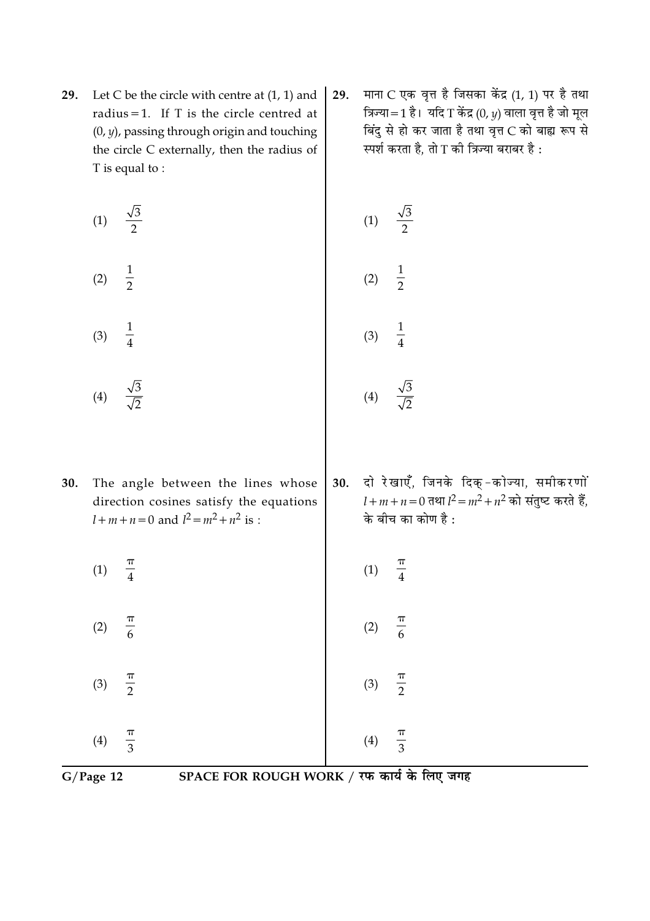29. Let C be the circle with centre at (1, 1) and radius = 1. If T is the circle centred at $(0, y)$, passing through origin and touching the circle C externally, then the radius of T is equal to :

(1) $\frac{\sqrt{3}}{2}$

(2) $\frac{1}{2}$

(3) $\frac{1}{4}$

(4) $\frac{\sqrt{3}}{\sqrt{2}}$

29. माना C एक वृत्त है जिसका केंद्र (1, 1) पर है तथा त्रिज्या = 1 है। यदि T केंद्र $(0, y)$ वाला वृत्त है जो मूल बिंदु से हो कर जाता है तथा वृत्त C को बाह्य रूप से स्पर्श करता है, तो T की त्रिज्या बराबर है :

(1) $\frac{\sqrt{3}}{2}$

(2) $\frac{1}{2}$

(3) $\frac{1}{4}$

(4) $\frac{\sqrt{3}}{\sqrt{2}}$

30. The angle between the lines whose direction cosines satisfy the equations $l + m + n = 0$ and $l^2 = m^2 + n^2$ is :

(1) $\frac{\pi}{4}$

(2) $\frac{\pi}{6}$

(3) $\frac{\pi}{2}$

(4) $\frac{\pi}{3}$

30. दो रेखाएँ, जिनके दिक्-कोज्या, समीकरणों $l + m + n = 0$ तथा $l^2 = m^2 + n^2$ को संतुष्ट करते हैं, के बीच का कोण है :

(1) $\frac{\pi}{4}$

(2) $\frac{\pi}{6}$

(3) $\frac{\pi}{2}$

(4) $\frac{\pi}{3}$

SPACE FOR ROUGH WORK / रफ कार्य के लिए जगह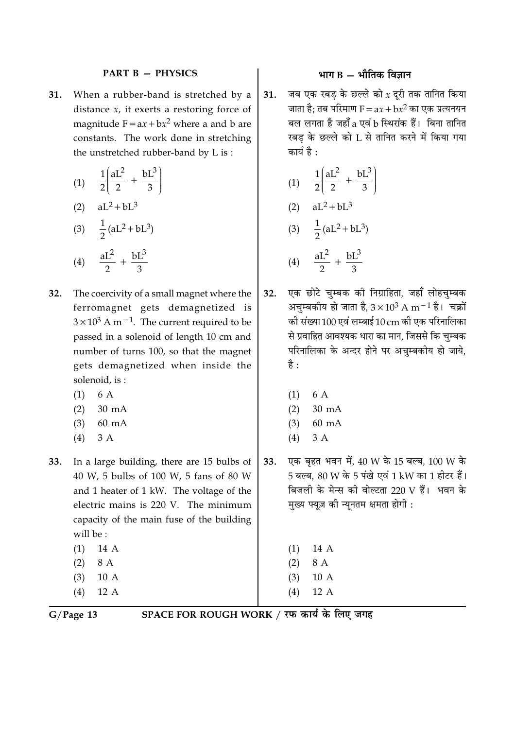## PART B — PHYSICS

**31.** When a rubber-band is stretched by a distance $x$, it exerts a restoring force of magnitude $F = ax + bx^2$ where a and b are constants. The work done in stretching the unstretched rubber-band by L is :

(1) $\frac{1}{2}\left(\frac{aL^2}{2} + \frac{bL^3}{3}\right)$

(2) $aL^2 + bL^3$

(3) $\frac{1}{2}(aL^2 + bL^3)$

(4) $\frac{aL^2}{2} + \frac{bL^3}{3}$

**32.** The coercivity of a small magnet where the ferromagnet gets demagnetized is $3 \times 10^3\ \text{A m}^{-1}$. The current required to be passed in a solenoid of length 10 cm and number of turns 100, so that the magnet gets demagnetized when inside the solenoid, is :

(1) 6 A

(2) 30 mA

(3) 60 mA

(4) 3 A

**33.** In a large building, there are 15 bulbs of 40 W, 5 bulbs of 100 W, 5 fans of 80 W and 1 heater of 1 kW. The voltage of the electric mains is 220 V. The minimum capacity of the main fuse of the building will be :

(1) 14 A

(2) 8 A

(3) 10 A

(4) 12 A

## भाग B — भौतिक विज्ञान

**31.** जब एक रबड़ के छल्ले को $x$ दूरी तक तानित किया जाता है; तब परिमाण $F = ax + bx^2$ का एक प्रत्यनयन बल लगता है जहाँ a एवं b स्थिरांक हैं। बिना तानित रबड़ के छल्ले को L से तानित करने में किया गया कार्य है :

(1) $\frac{1}{2}\left(\frac{aL^2}{2} + \frac{bL^3}{3}\right)$

(2) $aL^2 + bL^3$

(3) $\frac{1}{2}(aL^2 + bL^3)$

(4) $\frac{aL^2}{2} + \frac{bL^3}{3}$

**32.** एक छोटे चुम्बक की निग्राहिता, जहाँ लोहचुम्बक अचुम्बकीय हो जाता है, $3 \times 10^3\ \text{A m}^{-1}$ है। चक्रों की संख्या 100 एवं लम्बाई 10 cm की एक परिनालिका से प्रवाहित आवश्यक धारा का मान, जिससे कि चुम्बक परिनालिका के अन्दर होने पर अचुम्बकीय हो जाये, है :

(1) 6 A

(2) 30 mA

(3) 60 mA

(4) 3 A

**33.** एक बृहत भवन में, 40 W के 15 बल्ब, 100 W के 5 बल्ब, 80 W के 5 पंखे एवं 1 kW का 1 हीटर हैं। बिजली के मेन्स की वोल्टता 220 V हैं। भवन के मुख्य फ्यूज़ की न्यूनतम क्षमता होगी :

(1) 14 A

(2) 8 A

(3) 10 A

(4) 12 A

SPACE FOR ROUGH WORK / रफ कार्य के लिए जगह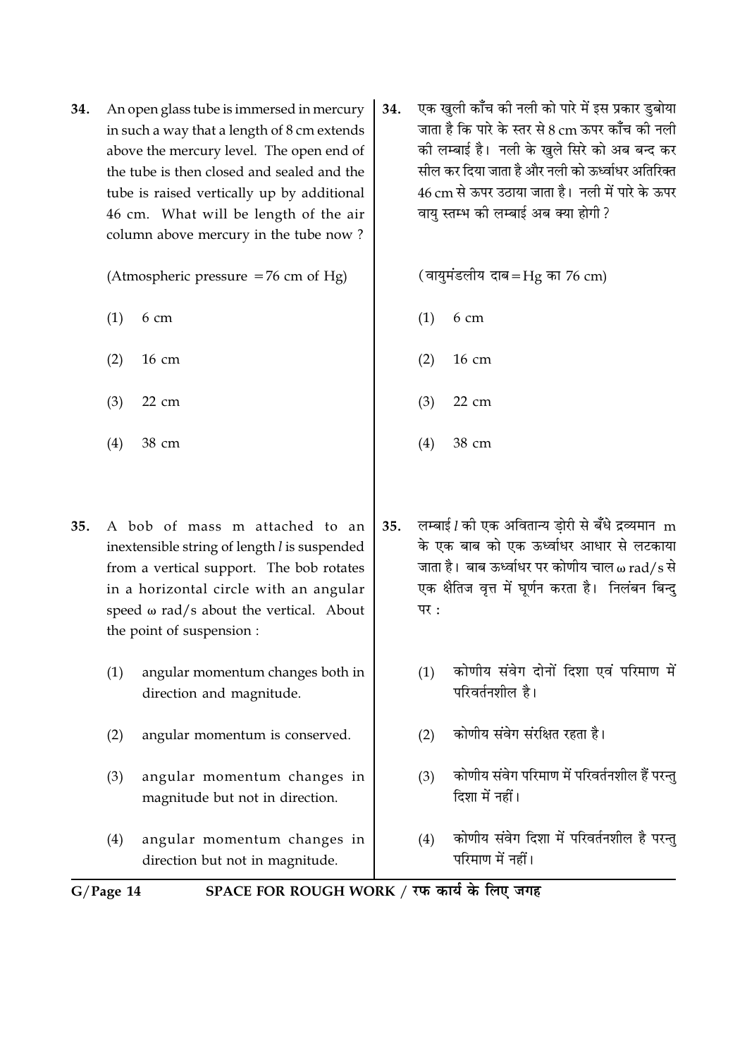34. An open glass tube is immersed in mercury in such a way that a length of 8 cm extends above the mercury level. The open end of the tube is then closed and sealed and the tube is raised vertically up by additional 46 cm. What will be length of the air column above mercury in the tube now ?

(Atmospheric pressure = 76 cm of Hg)

(1) 6 cm

(2) 16 cm

(3) 22 cm

(4) 38 cm

34. एक खुली काँच की नली को पारे में इस प्रकार डुबोया जाता है कि पारे के स्तर से 8 cm ऊपर काँच की नली की लम्बाई है। नली के खुले सिरे को अब बन्द कर सील कर दिया जाता है और नली को ऊर्ध्वाधर अतिरिक्त 46 cm से ऊपर उठाया जाता है। नली में पारे के ऊपर वायु स्तम्भ की लम्बाई अब क्या होगी ?

(वायुमंडलीय दाब = Hg का 76 cm)

(1) 6 cm

(2) 16 cm

(3) 22 cm

(4) 38 cm

35. A bob of mass m attached to an inextensible string of length $l$ is suspended from a vertical support. The bob rotates in a horizontal circle with an angular speed $\omega$ rad/s about the vertical. About the point of suspension :

(1) angular momentum changes both in direction and magnitude.

(2) angular momentum is conserved.

(3) angular momentum changes in magnitude but not in direction.

(4) angular momentum changes in direction but not in magnitude.

35. लम्बाई $l$ की एक अवितान्य डोरी से बँधे द्रव्यमान m के एक बाब को एक ऊर्ध्वाधर आधार से लटकाया जाता है। बाब ऊर्ध्वाधर पर कोणीय चाल $\omega$ rad/s से एक क्षैतिज वृत्त में घूर्णन करता है। निलंबन बिन्दु पर :

(1) कोणीय संवेग दोनों दिशा एवं परिमाण में परिवर्तनशील है।

(2) कोणीय संवेग संरक्षित रहता है।

(3) कोणीय संवेग परिमाण में परिवर्तनशील हैं परन्तु दिशा में नहीं।

(4) कोणीय संवेग दिशा में परिवर्तनशील है परन्तु परिमाण में नहीं।

SPACE FOR ROUGH WORK / रफ कार्य के लिए जगह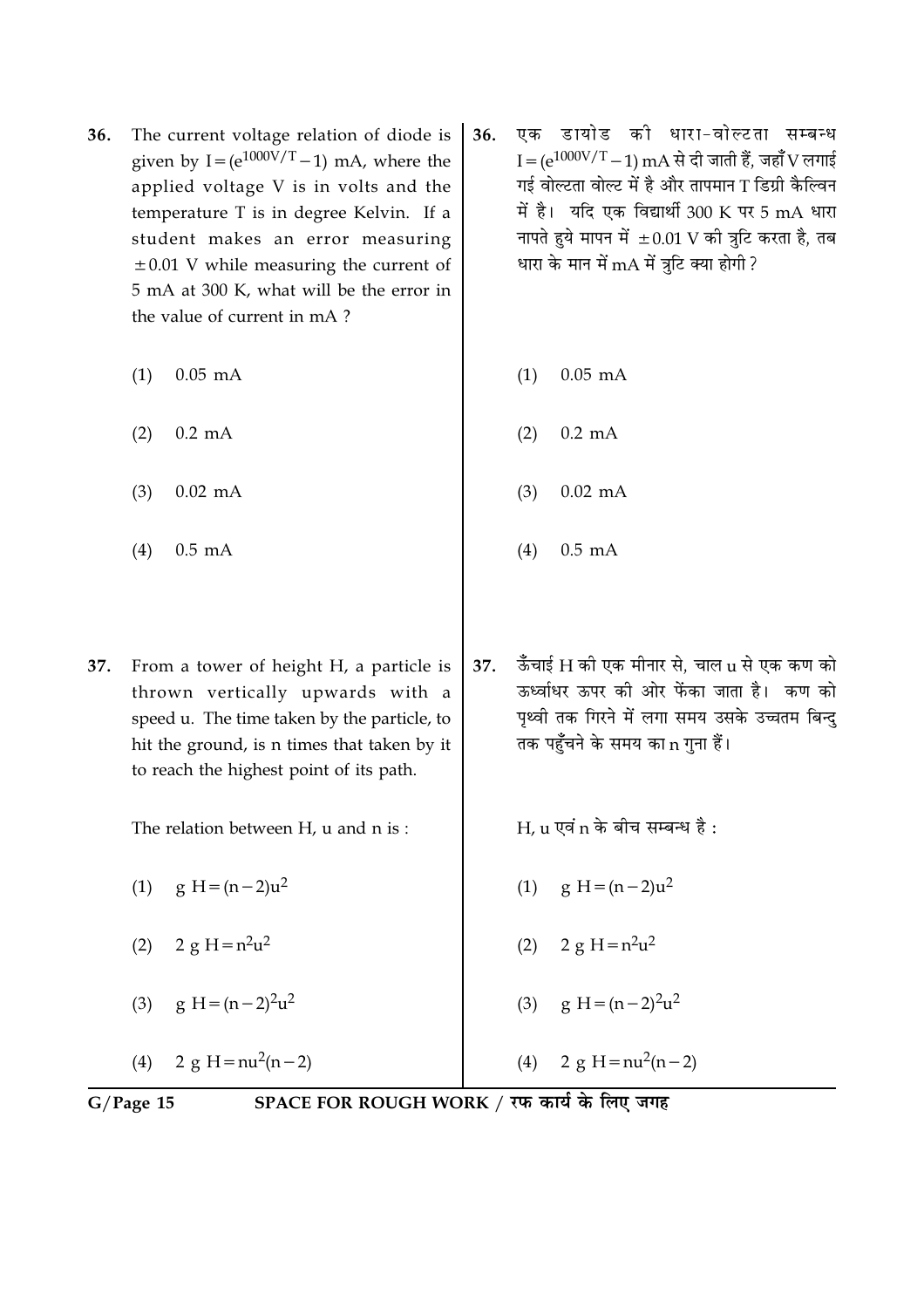36. The current voltage relation of diode is given by $I = (e^{1000V/T} - 1)$ mA, where the applied voltage V is in volts and the temperature T is in degree Kelvin. If a student makes an error measuring $\pm 0.01$ V while measuring the current of 5 mA at 300 K, what will be the error in the value of current in mA ?

(1) 0.05 mA

(2) 0.2 mA

(3) 0.02 mA

(4) 0.5 mA

36. एक डायोड की धारा-वोल्टता सम्बन्ध $I = (e^{1000V/T} - 1)$ mA से दी जाती हैं, जहाँ V लगाई गई वोल्टता वोल्ट में है और तापमान T डिग्री कैल्विन में है। यदि एक विद्यार्थी 300 K पर 5 mA धारा नापते हुये मापन में $\pm 0.01$ V की त्रुटि करता है, तब धारा के मान में mA में त्रुटि क्या होगी ?

(1) 0.05 mA

(2) 0.2 mA

(3) 0.02 mA

(4) 0.5 mA

37. From a tower of height H, a particle is thrown vertically upwards with a speed u. The time taken by the particle, to hit the ground, is n times that taken by it to reach the highest point of its path.

The relation between H, u and n is :

(1) $g H = (n-2)u^2$

(2) $2 g H = n^2 u^2$

(3) $g H = (n-2)^2 u^2$

(4) $2 g H = n u^2 (n-2)$

37. ऊँचाई H की एक मीनार से, चाल u से एक कण को ऊर्ध्वाधर ऊपर की ओर फेंका जाता है। कण को पृथ्वी तक गिरने में लगा समय उसके उच्चतम बिन्दु तक पहुँचने के समय का n गुना हैं।

H, u एवं n के बीच सम्बन्ध है :

(1) $g H = (n-2)u^2$

(2) $2 g H = n^2 u^2$

(3) $g H = (n-2)^2 u^2$

(4) $2 g H = n u^2 (n-2)$

SPACE FOR ROUGH WORK / रफ कार्य के लिए जगह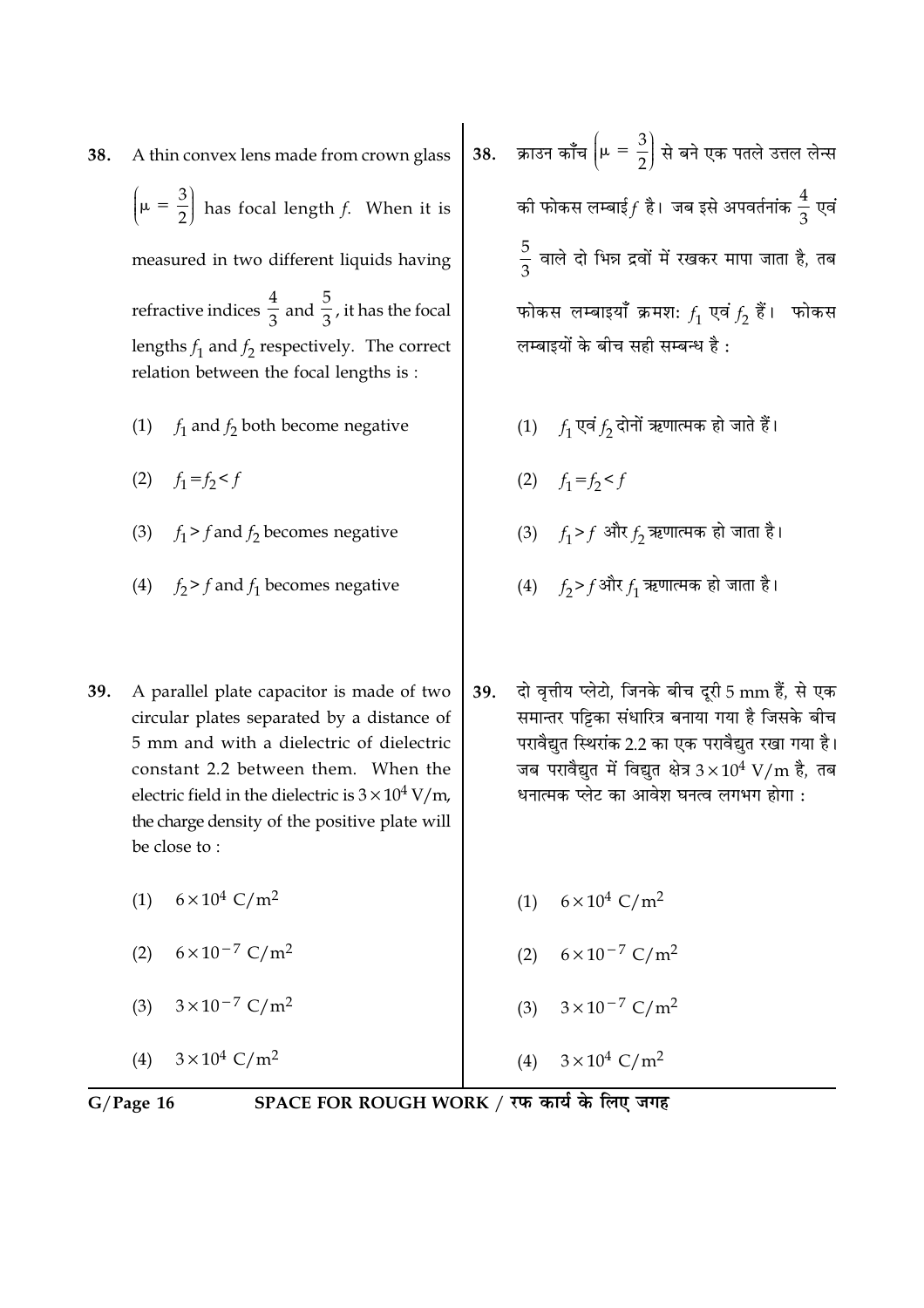38. A thin convex lens made from crown glass $\left(\mu = \frac{3}{2}\right)$ has focal length $f$. When it is measured in two different liquids having refractive indices $\frac{4}{3}$ and $\frac{5}{3}$, it has the focal lengths $f_1$ and $f_2$ respectively. The correct relation between the focal lengths is :

(1) $f_1$ and $f_2$ both become negative

(2) $f_1 = f_2 < f$

(3) $f_1 > f$ and $f_2$ becomes negative

(4) $f_2 > f$ and $f_1$ becomes negative

39. A parallel plate capacitor is made of two circular plates separated by a distance of 5 mm and with a dielectric of dielectric constant 2.2 between them. When the electric field in the dielectric is $3 \times 10^4$ V/m, the charge density of the positive plate will be close to :

(1) $6 \times 10^4$ C/m$^2$

(2) $6 \times 10^{-7}$ C/m$^2$

(3) $3 \times 10^{-7}$ C/m$^2$

(4) $3 \times 10^4$ C/m$^2$

38. क्राउन काँच $\left(\mu = \frac{3}{2}\right)$ से बने एक पतले उत्तल लेन्स की फोकस लम्बाई $f$ है। जब इसे अपवर्तनांक $\frac{4}{3}$ एवं $\frac{5}{3}$ वाले दो भिन्न द्रवों में रखकर मापा जाता है, तब फोकस लम्बाइयाँ क्रमशः $f_1$ एवं $f_2$ हैं। फोकस लम्बाइयों के बीच सही सम्बन्ध है :

(1) $f_1$ एवं $f_2$ दोनों ऋणात्मक हो जाते हैं।

(2) $f_1 = f_2 < f$

(3) $f_1 > f$ और $f_2$ ऋणात्मक हो जाता है।

(4) $f_2 > f$ और $f_1$ ऋणात्मक हो जाता है।

39. दो वृत्तीय प्लेटो, जिनके बीच दूरी 5 mm हैं, से एक समान्तर पट्टिका संधारित्र बनाया गया है जिसके बीच परावैद्युत स्थिरांक 2.2 का एक परावैद्युत रखा गया है। जब परावैद्युत में विद्युत क्षेत्र $3 \times 10^4$ V/m है, तब धनात्मक प्लेट का आवेश घनत्व लगभग होगा :

(1) $6 \times 10^4$ C/m$^2$

(2) $6 \times 10^{-7}$ C/m$^2$

(3) $3 \times 10^{-7}$ C/m$^2$

(4) $3 \times 10^4$ C/m$^2$

SPACE FOR ROUGH WORK / रफ कार्य के लिए जगह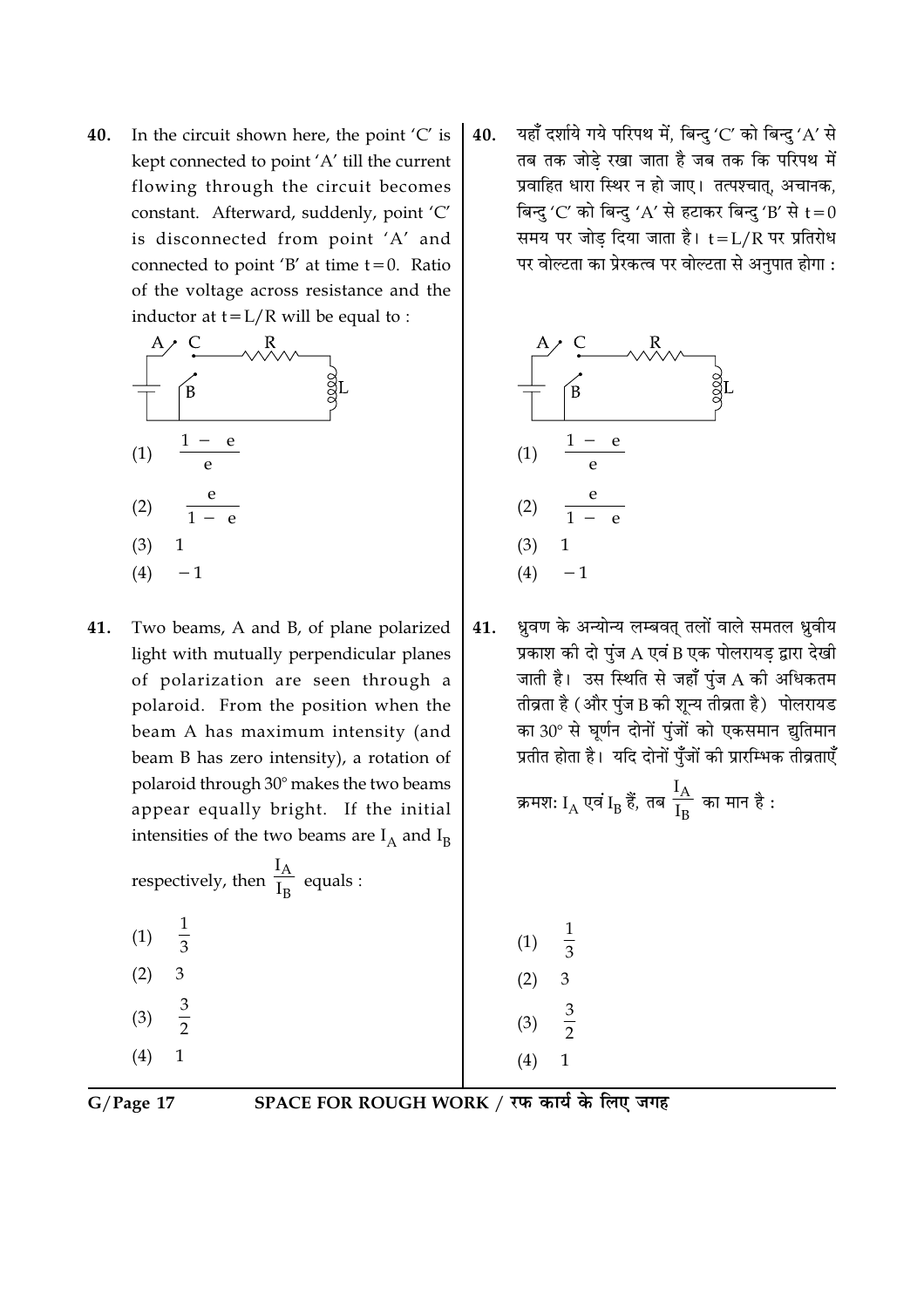40. In the circuit shown here, the point 'C' is kept connected to point 'A' till the current flowing through the circuit becomes constant. Afterward, suddenly, point 'C' is disconnected from point 'A' and connected to point 'B' at time $t = 0$. Ratio of the voltage across resistance and the inductor at $t = L/R$ will be equal to :

(1) $\frac{1 - e}{e}$

(2) $\frac{e}{1 - e}$

(3) 1

(4) $-1$

40. यहाँ दर्शाये गये परिपथ में, बिन्दु 'C' को बिन्दु 'A' से तब तक जोड़े रखा जाता है जब तक कि परिपथ में प्रवाहित धारा स्थिर न हो जाए। तत्पश्चात्, अचानक, बिन्दु 'C' को बिन्दु 'A' से हटाकर बिन्दु 'B' से $t = 0$ समय पर जोड़ दिया जाता है। $t = L/R$ पर प्रतिरोध पर वोल्टता का प्रेरकत्व पर वोल्टता से अनुपात होगा :

(1) $\frac{1 - e}{e}$

(2) $\frac{e}{1 - e}$

(3) 1

(4) $-1$

41. Two beams, A and B, of plane polarized light with mutually perpendicular planes of polarization are seen through a polaroid. From the position when the beam A has maximum intensity (and beam B has zero intensity), a rotation of polaroid through 30° makes the two beams appear equally bright. If the initial intensities of the two beams are $I_A$ and $I_B$ respectively, then $\frac{I_A}{I_B}$ equals :

(1) $\frac{1}{3}$

(2) 3

(3) $\frac{3}{2}$

(4) 1

41. ध्रुवण के अन्योन्य लम्बवत् तलों वाले समतल ध्रुवीय प्रकाश की दो पुंज A एवं B एक पोलरायड़ द्वारा देखी जाती है। उस स्थिति से जहाँ पुंज A की अधिकतम तीव्रता है (और पुंज B की शून्य तीव्रता है) पोलरायड का 30° से घूर्णन दोनों पुंजों को एकसमान द्युतिमान प्रतीत होता है। यदि दोनों पुँजों की प्रारम्भिक तीव्रताएँ क्रमशः $I_A$ एवं $I_B$ हैं, तब $\frac{I_A}{I_B}$ का मान है :

(1) $\frac{1}{3}$

(2) 3

(3) $\frac{3}{2}$

(4) 1

SPACE FOR ROUGH WORK / रफ कार्य के लिए जगह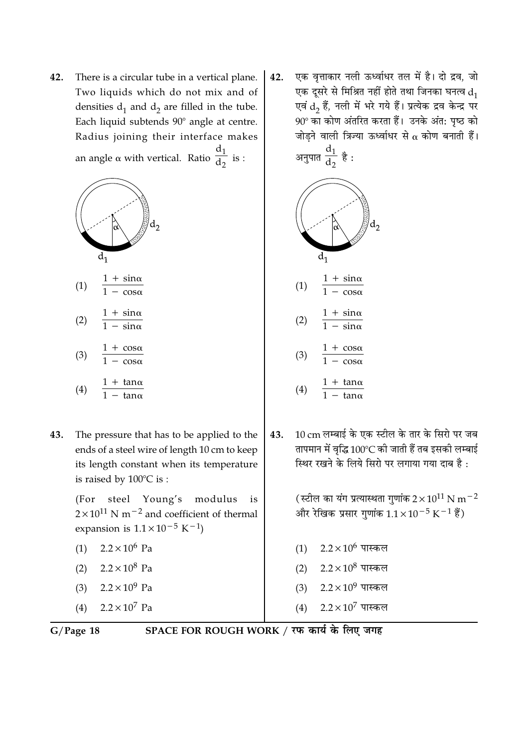42. There is a circular tube in a vertical plane. Two liquids which do not mix and of densities $d_1$ and $d_2$ are filled in the tube. Each liquid subtends 90° angle at centre. Radius joining their interface makes an angle $\alpha$ with vertical. Ratio $\frac{d_1}{d_2}$ is :

(1) $\frac{1 + \sin\alpha}{1 - \cos\alpha}$

(2) $\frac{1 + \sin\alpha}{1 - \sin\alpha}$

(3) $\frac{1 + \cos\alpha}{1 - \cos\alpha}$

(4) $\frac{1 + \tan\alpha}{1 - \tan\alpha}$

42. एक वृत्ताकार नली ऊर्ध्वाधर तल में है। दो द्रव, जो एक दूसरे से मिश्रित नहीं होते तथा जिनका घनत्व $d_1$ एवं $d_2$ हैं, नली में भरे गये हैं। प्रत्येक द्रव केन्द्र पर 90° का कोण अंतरित करता हैं। उनके अंत: पृष्ठ को जोड़ने वाली त्रिज्या ऊर्ध्वाधर से $\alpha$ कोण बनाती हैं। अनुपात $\frac{d_1}{d_2}$ है :

(1) $\frac{1 + \sin\alpha}{1 - \cos\alpha}$

(2) $\frac{1 + \sin\alpha}{1 - \sin\alpha}$

(3) $\frac{1 + \cos\alpha}{1 - \cos\alpha}$

(4) $\frac{1 + \tan\alpha}{1 - \tan\alpha}$

43. The pressure that has to be applied to the ends of a steel wire of length 10 cm to keep its length constant when its temperature is raised by 100°C is :

(For steel Young's modulus is $2 \times 10^{11}$ N m$^{-2}$ and coefficient of thermal expansion is $1.1 \times 10^{-5}$ K$^{-1}$)

(1) $2.2 \times 10^{6}$ Pa

(2) $2.2 \times 10^{8}$ Pa

(3) $2.2 \times 10^{9}$ Pa

(4) $2.2 \times 10^{7}$ Pa

43. 10 cm लम्बाई के एक स्टील के तार के सिरो पर जब तापमान में वृद्धि 100°C की जाती हैं तब इसकी लम्बाई स्थिर रखने के लिये सिरो पर लगाया गया दाब है :

(स्टील का यंग प्रत्यास्थता गुणांक $2 \times 10^{11}$ N m$^{-2}$ और रेखिक प्रसार गुणांक $1.1 \times 10^{-5}$ K$^{-1}$ हैं)

(1) $2.2 \times 10^{6}$ पास्कल

(2) $2.2 \times 10^{8}$ पास्कल

(3) $2.2 \times 10^{9}$ पास्कल

(4) $2.2 \times 10^{7}$ पास्कल

SPACE FOR ROUGH WORK / रफ कार्य के लिए जगह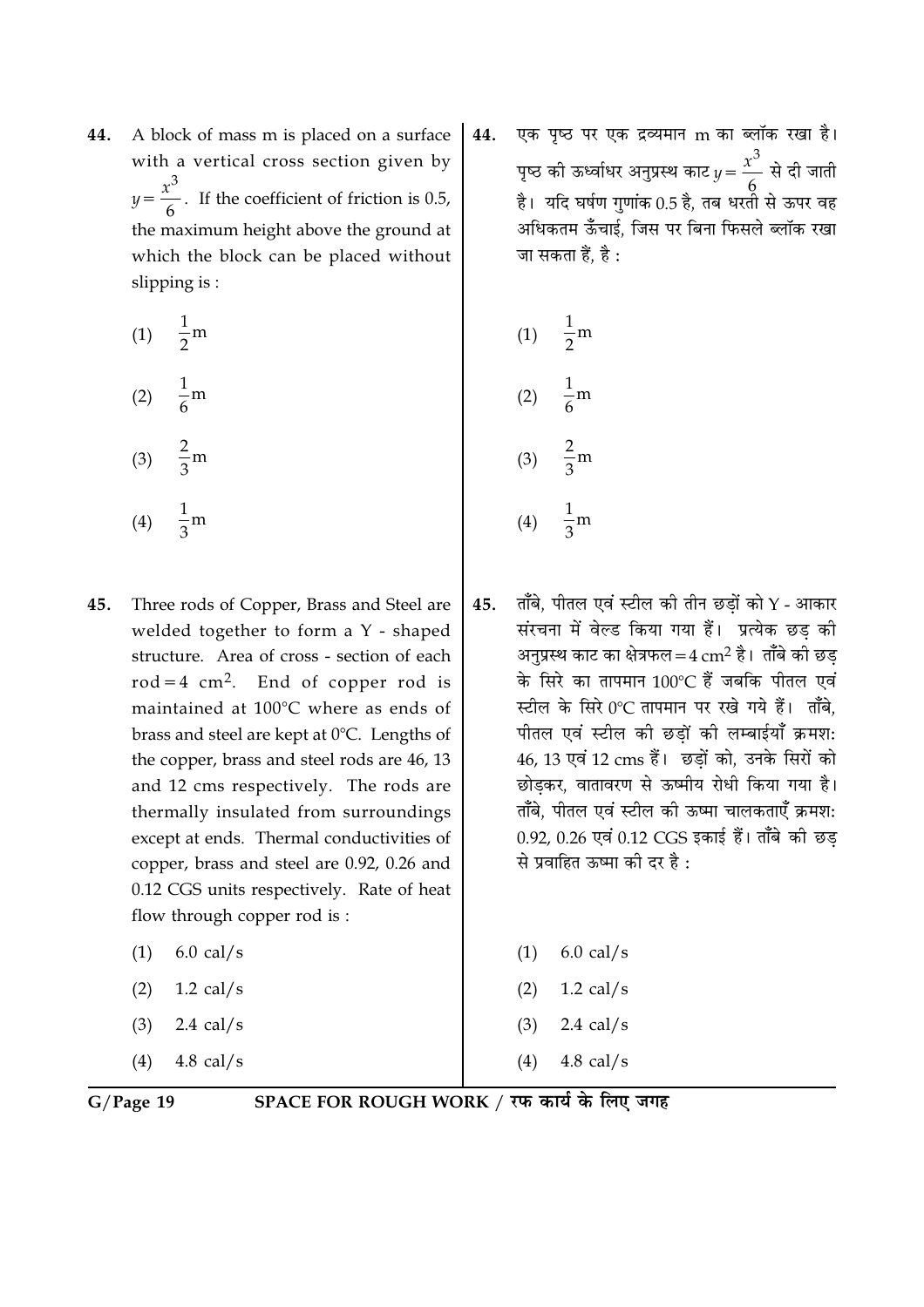44. A block of mass m is placed on a surface with a vertical cross section given by $y = \frac{x^3}{6}$. If the coefficient of friction is 0.5, the maximum height above the ground at which the block can be placed without slipping is :

(1) $\frac{1}{2}$m

(2) $\frac{1}{6}$m

(3) $\frac{2}{3}$m

(4) $\frac{1}{3}$m

44. एक पृष्ठ पर एक द्रव्यमान m का ब्लॉक रखा है। पृष्ठ की ऊर्ध्वाधर अनुप्रस्थ काट $y = \frac{x^3}{6}$ से दी जाती है। यदि घर्षण गुणांक 0.5 है, तब धरती से ऊपर वह अधिकतम ऊँचाई, जिस पर बिना फिसले ब्लॉक रखा जा सकता हैं, है :

(1) $\frac{1}{2}$m

(2) $\frac{1}{6}$m

(3) $\frac{2}{3}$m

(4) $\frac{1}{3}$m

45. Three rods of Copper, Brass and Steel are welded together to form a Y - shaped structure. Area of cross - section of each rod = 4 $cm^2$. End of copper rod is maintained at 100°C where as ends of brass and steel are kept at 0°C. Lengths of the copper, brass and steel rods are 46, 13 and 12 cms respectively. The rods are thermally insulated from surroundings except at ends. Thermal conductivities of copper, brass and steel are 0.92, 0.26 and 0.12 CGS units respectively. Rate of heat flow through copper rod is :

(1) 6.0 cal/s

(2) 1.2 cal/s

(3) 2.4 cal/s

(4) 4.8 cal/s

45. ताँबे, पीतल एवं स्टील की तीन छड़ों को Y - आकार संरचना में वेल्ड किया गया हैं। प्रत्येक छड़ की अनुप्रस्थ काट का क्षेत्रफल = 4 $cm^2$ है। ताँबे की छड़ के सिरे का तापमान 100°C हैं जबकि पीतल एवं स्टील के सिरे 0°C तापमान पर रखे गये हैं। ताँबे, पीतल एवं स्टील की छड़ों की लम्बाईयाँ क्रमशः 46, 13 एवं 12 cms हैं। छड़ों को, उनके सिरों को छोड़कर, वातावरण से ऊष्मीय रोधी किया गया है। ताँबे, पीतल एवं स्टील की ऊष्मा चालकताएँ क्रमशः 0.92, 0.26 एवं 0.12 CGS इकाई हैं। ताँबे की छड़ से प्रवाहित ऊष्मा की दर है :

(1) 6.0 cal/s

(2) 1.2 cal/s

(3) 2.4 cal/s

(4) 4.8 cal/s

SPACE FOR ROUGH WORK / रफ कार्य के लिए जगह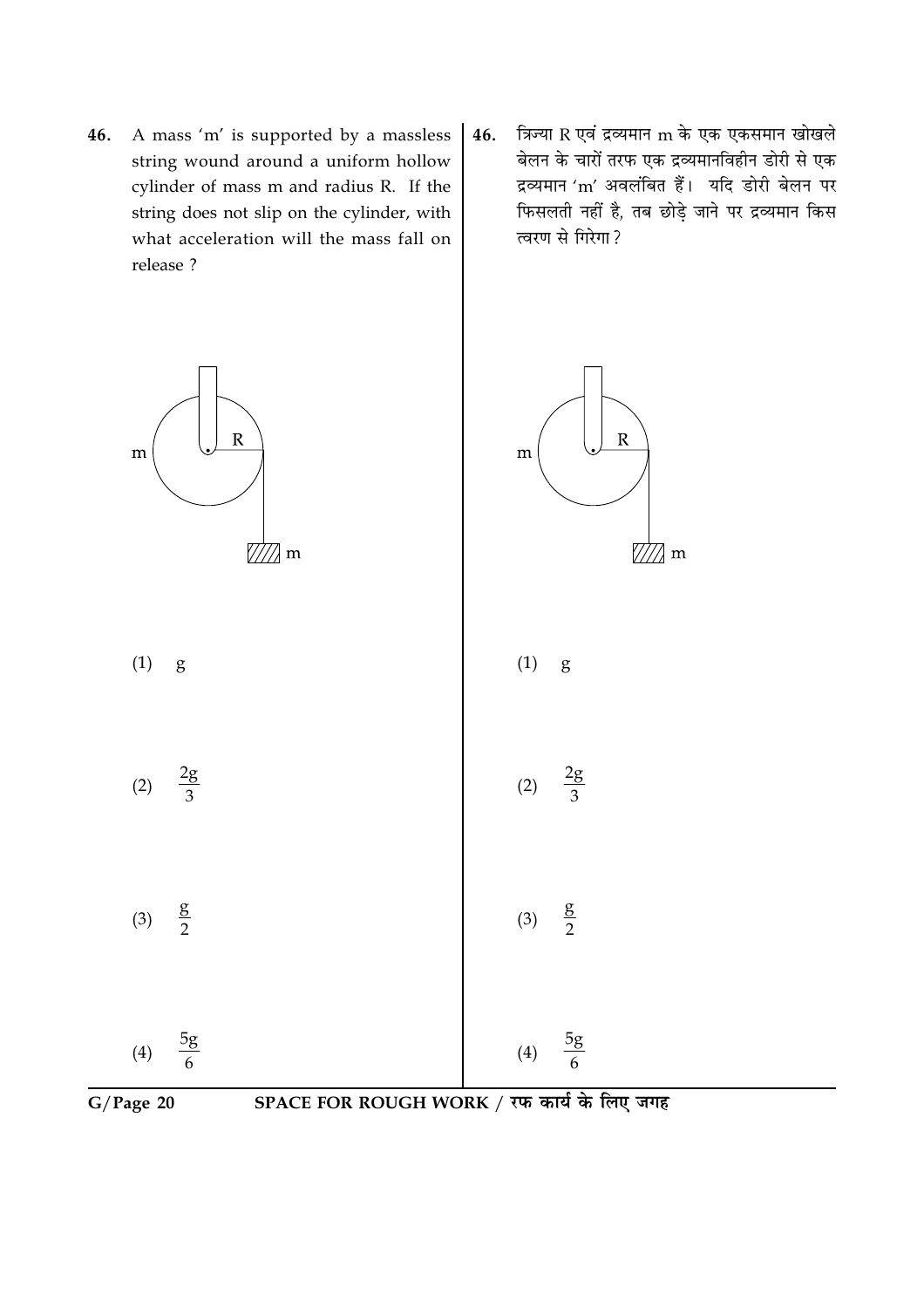46. A mass 'm' is supported by a massless string wound around a uniform hollow cylinder of mass m and radius R. If the string does not slip on the cylinder, with what acceleration will the mass fall on release ?

(1) $g$

(2) $\frac{2g}{3}$

(3) $\frac{g}{2}$

(4) $\frac{5g}{6}$

46. त्रिज्या R एवं द्रव्यमान m के एक एकसमान खोखले बेलन के चारों तरफ एक द्रव्यमानविहीन डोरी से एक द्रव्यमान 'm' अवलंबित हैं। यदि डोरी बेलन पर फिसलती नहीं है, तब छोड़े जाने पर द्रव्यमान किस त्वरण से गिरेगा ?

(1) $g$

(2) $\frac{2g}{3}$

(3) $\frac{g}{2}$

(4) $\frac{5g}{6}$

SPACE FOR ROUGH WORK / रफ कार्य के लिए जगह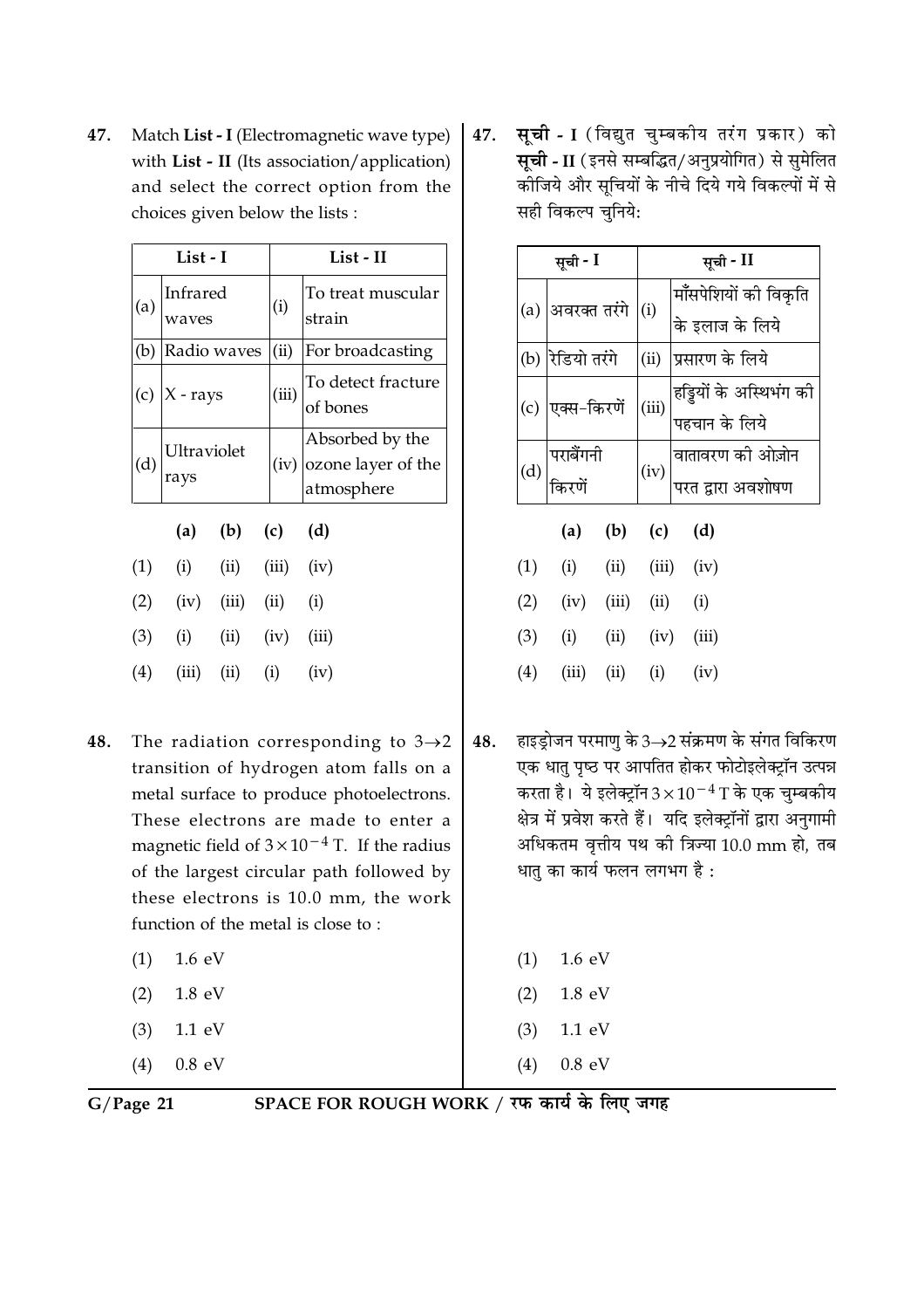47. Match **List - I** (Electromagnetic wave type) with **List - II** (Its association/application) and select the correct option from the choices given below the lists :

| | List - I | | List - II |
|---|---|---|---|
| (a) | Infrared waves | (i) | To treat muscular strain |
| (b) | Radio waves | (ii) | For broadcasting |
| (c) | X - rays | (iii) | To detect fracture of bones |
| (d) | Ultraviolet rays | (iv) | Absorbed by the ozone layer of the atmosphere |

| | (a) | (b) | (c) | (d) |
|---|---|---|---|---|
| (1) | (i) | (ii) | (iii) | (iv) |
| (2) | (iv) | (iii) | (ii) | (i) |
| (3) | (i) | (ii) | (iv) | (iii) |
| (4) | (iii) | (ii) | (i) | (iv) |

47. **सूची - I** (विद्युत चुम्बकीय तरंग प्रकार) को **सूची - II** (इनसे सम्बद्धित/अनुप्रयोगित) से सुमेलित कीजिये और सूचियों के नीचे दिये गये विकल्पों में से सही विकल्प चुनिये:

| | सूची - I | | सूची - II |
|---|---|---|---|
| (a) | अवरक्त तरंगे | (i) | माँसपेशियों की विकृति के इलाज के लिये |
| (b) | रेडियो तरंगे | (ii) | प्रसारण के लिये |
| (c) | एक्स-किरणें | (iii) | हड्डियों के अस्थिभंग की पहचान के लिये |
| (d) | पराबैंगनी किरणें | (iv) | वातावरण की ओज़ोन परत द्वारा अवशोषण |

| | (a) | (b) | (c) | (d) |
|---|---|---|---|---|
| (1) | (i) | (ii) | (iii) | (iv) |
| (2) | (iv) | (iii) | (ii) | (i) |
| (3) | (i) | (ii) | (iv) | (iii) |
| (4) | (iii) | (ii) | (i) | (iv) |

48. The radiation corresponding to $3 \rightarrow 2$ transition of hydrogen atom falls on a metal surface to produce photoelectrons. These electrons are made to enter a magnetic field of $3 \times 10^{-4}$ T. If the radius of the largest circular path followed by these electrons is 10.0 mm, the work function of the metal is close to :

(1) 1.6 eV

(2) 1.8 eV

(3) 1.1 eV

(4) 0.8 eV

48. हाइड्रोजन परमाणु के $3 \rightarrow 2$ संक्रमण के संगत विकिरण एक धातु पृष्ठ पर आपतित होकर फोटोइलेक्ट्रॉन उत्पन्न करता है। ये इलेक्ट्रॉन $3 \times 10^{-4}$ T के एक चुम्बकीय क्षेत्र में प्रवेश करते हैं। यदि इलेक्ट्रॉनों द्वारा अनुगामी अधिकतम वृत्तीय पथ की त्रिज्या 10.0 mm हो, तब धातु का कार्य फलन लगभग है :

(1) 1.6 eV

(2) 1.8 eV

(3) 1.1 eV

(4) 0.8 eV

SPACE FOR ROUGH WORK / रफ कार्य के लिए जगह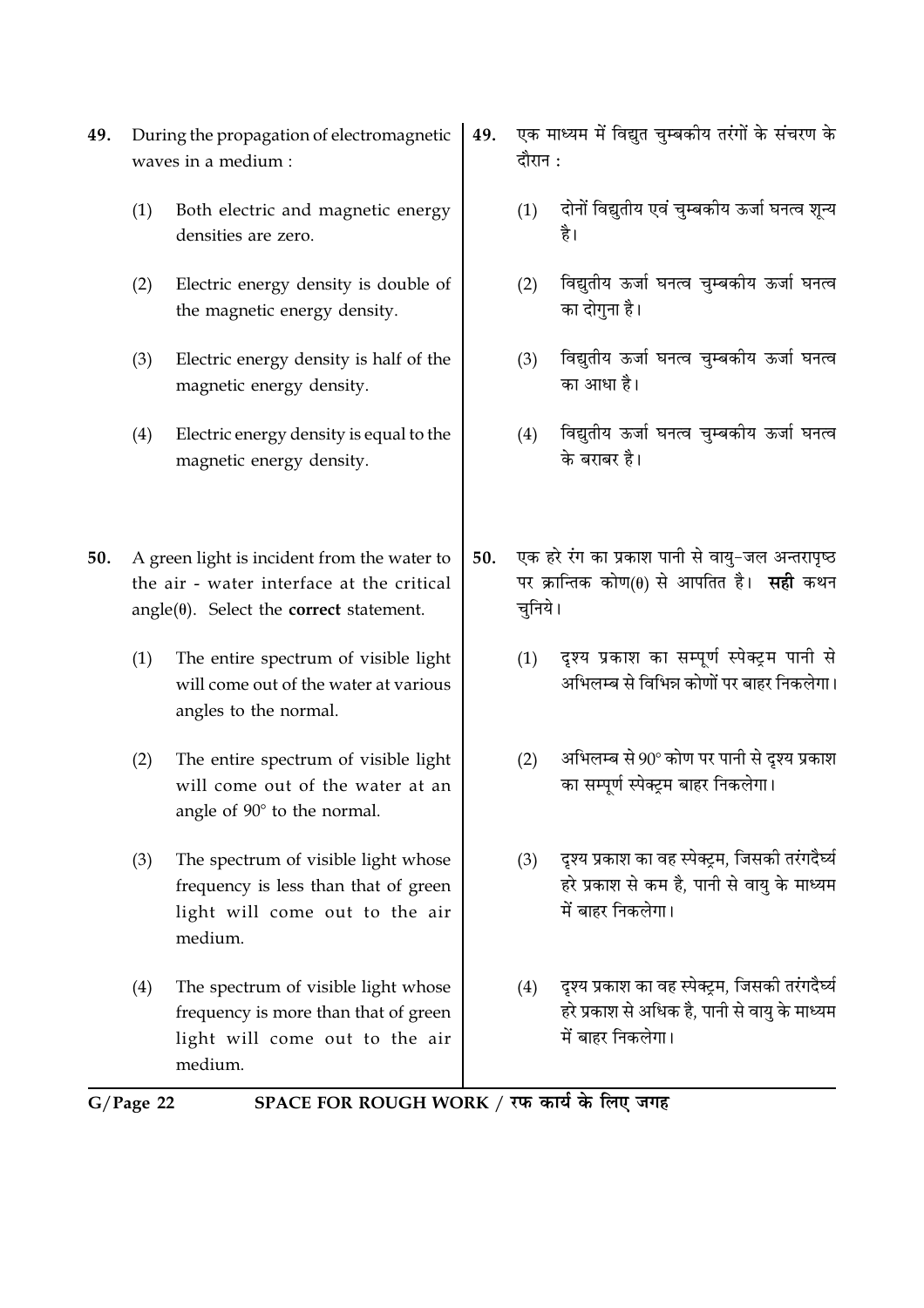49. During the propagation of electromagnetic waves in a medium :

(1) Both electric and magnetic energy densities are zero.

(2) Electric energy density is double of the magnetic energy density.

(3) Electric energy density is half of the magnetic energy density.

(4) Electric energy density is equal to the magnetic energy density.

49. एक माध्यम में विद्युत चुम्बकीय तरंगों के संचरण के दौरान :

(1) दोनों विद्युतीय एवं चुम्बकीय ऊर्जा घनत्व शून्य है।

(2) विद्युतीय ऊर्जा घनत्व चुम्बकीय ऊर्जा घनत्व का दोगुना है।

(3) विद्युतीय ऊर्जा घनत्व चुम्बकीय ऊर्जा घनत्व का आधा है।

(4) विद्युतीय ऊर्जा घनत्व चुम्बकीय ऊर्जा घनत्व के बराबर है।

50. A green light is incident from the water to the air - water interface at the critical angle($\theta$). Select the **correct** statement.

(1) The entire spectrum of visible light will come out of the water at various angles to the normal.

(2) The entire spectrum of visible light will come out of the water at an angle of 90° to the normal.

(3) The spectrum of visible light whose frequency is less than that of green light will come out to the air medium.

(4) The spectrum of visible light whose frequency is more than that of green light will come out to the air medium.

50. एक हरे रंग का प्रकाश पानी से वायु-जल अन्तरापृष्ठ पर क्रान्तिक कोण($\theta$) से आपतित है। **सही** कथन चुनिये।

(1) दृश्य प्रकाश का सम्पूर्ण स्पेक्ट्रम पानी से अभिलम्ब से विभिन्न कोणों पर बाहर निकलेगा।

(2) अभिलम्ब से 90° कोण पर पानी से दृश्य प्रकाश का सम्पूर्ण स्पेक्ट्रम बाहर निकलेगा।

(3) दृश्य प्रकाश का वह स्पेक्ट्रम, जिसकी तरंगदैर्घ्य हरे प्रकाश से कम है, पानी से वायु के माध्यम में बाहर निकलेगा।

(4) दृश्य प्रकाश का वह स्पेक्ट्रम, जिसकी तरंगदैर्घ्य हरे प्रकाश से अधिक है, पानी से वायु के माध्यम में बाहर निकलेगा।

SPACE FOR ROUGH WORK / रफ कार्य के लिए जगह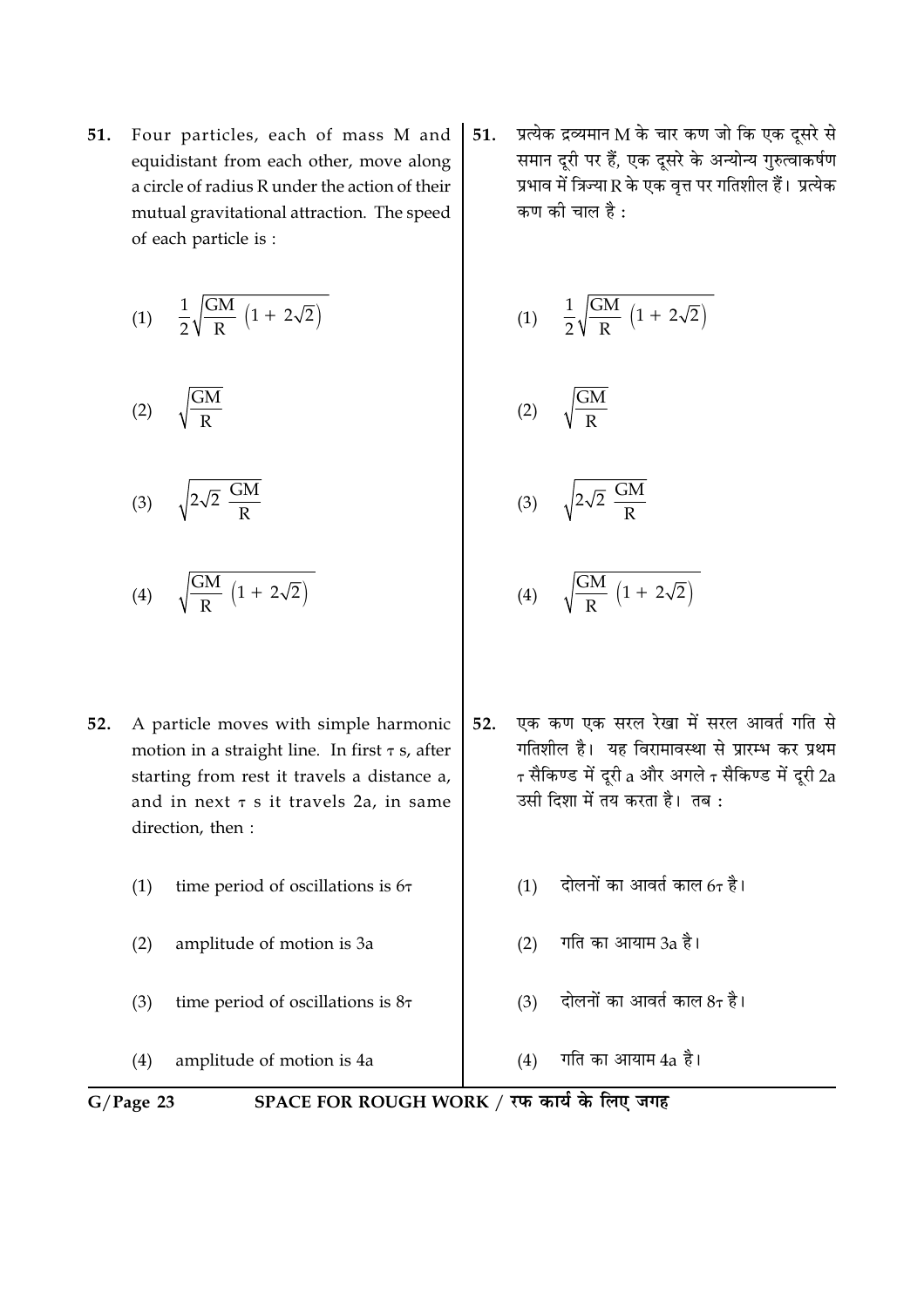51. Four particles, each of mass M and equidistant from each other, move along a circle of radius R under the action of their mutual gravitational attraction. The speed of each particle is :

(1) $\frac{1}{2}\sqrt{\frac{GM}{R}\left(1 + 2\sqrt{2}\right)}$

(2) $\sqrt{\frac{GM}{R}}$

(3) $\sqrt{2\sqrt{2}\ \frac{GM}{R}}$

(4) $\sqrt{\frac{GM}{R}\left(1 + 2\sqrt{2}\right)}$

51. प्रत्येक द्रव्यमान M के चार कण जो कि एक दूसरे से समान दूरी पर हैं, एक दूसरे के अन्योन्य गुरुत्वाकर्षण प्रभाव में त्रिज्या R के एक वृत्त पर गतिशील हैं। प्रत्येक कण की चाल है :

(1) $\frac{1}{2}\sqrt{\frac{GM}{R}\left(1 + 2\sqrt{2}\right)}$

(2) $\sqrt{\frac{GM}{R}}$

(3) $\sqrt{2\sqrt{2}\ \frac{GM}{R}}$

(4) $\sqrt{\frac{GM}{R}\left(1 + 2\sqrt{2}\right)}$

52. A particle moves with simple harmonic motion in a straight line. In first $\tau$ s, after starting from rest it travels a distance a, and in next $\tau$ s it travels 2a, in same direction, then :

(1) time period of oscillations is $6\tau$

(2) amplitude of motion is 3a

(3) time period of oscillations is $8\tau$

(4) amplitude of motion is 4a

52. एक कण एक सरल रेखा में सरल आवर्त गति से गतिशील है। यह विरामावस्था से प्रारम्भ कर प्रथम $\tau$ सैकिण्ड में दूरी a और अगले $\tau$ सैकिण्ड में दूरी 2a उसी दिशा में तय करता है। तब :

(1) दोलनों का आवर्त काल $6\tau$ है।

(2) गति का आयाम 3a है।

(3) दोलनों का आवर्त काल $8\tau$ है।

(4) गति का आयाम 4a है।

SPACE FOR ROUGH WORK / रफ कार्य के लिए जगह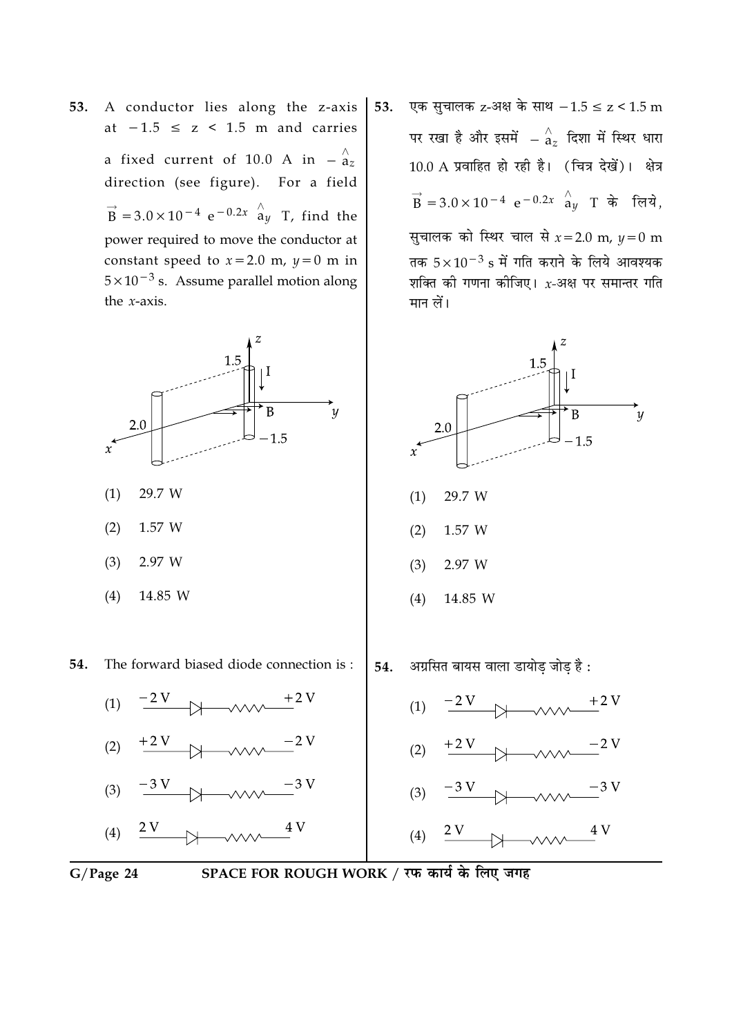53. A conductor lies along the z-axis at $-1.5 \leq z < 1.5$ m and carries a fixed current of 10.0 A in $-\hat{a}_z$ direction (see figure). For a field $\vec{B} = 3.0 \times 10^{-4}\ e^{-0.2x}\ \hat{a}_y$ T, find the power required to move the conductor at constant speed to $x = 2.0$ m, $y = 0$ m in $5 \times 10^{-3}$ s. Assume parallel motion along the $x$-axis.

(1) 29.7 W

(2) 1.57 W

(3) 2.97 W

(4) 14.85 W

54. The forward biased diode connection is :

(1) $-2$ V —▷|— resistor — $+2$ V

(2) $+2$ V —▷|— resistor — $-2$ V

(3) $-3$ V —▷|— resistor — $-3$ V

(4) 2 V —▷|— resistor — 4 V

53. एक सुचालक z-अक्ष के साथ $-1.5 \leq z < 1.5$ m पर रखा है और इसमें $-\hat{a}_z$ दिशा में स्थिर धारा 10.0 A प्रवाहित हो रही है। (चित्र देखें)। क्षेत्र $\vec{B} = 3.0 \times 10^{-4}\ e^{-0.2x}\ \hat{a}_y$ T के लिये, सुचालक को स्थिर चाल से $x = 2.0$ m, $y = 0$ m तक $5 \times 10^{-3}$ s में गति कराने के लिये आवश्यक शक्ति की गणना कीजिए। $x$-अक्ष पर समान्तर गति मान लें।

(1) 29.7 W

(2) 1.57 W

(3) 2.97 W

(4) 14.85 W

54. अग्रसित बायस वाला डायोड़ जोड़ है :

(1) $-2$ V —▷|— resistor — $+2$ V

(2) $+2$ V —▷|— resistor — $-2$ V

(3) $-3$ V —▷|— resistor — $-3$ V

(4) 2 V —▷|— resistor — 4 V

SPACE FOR ROUGH WORK / रफ कार्य के लिए जगह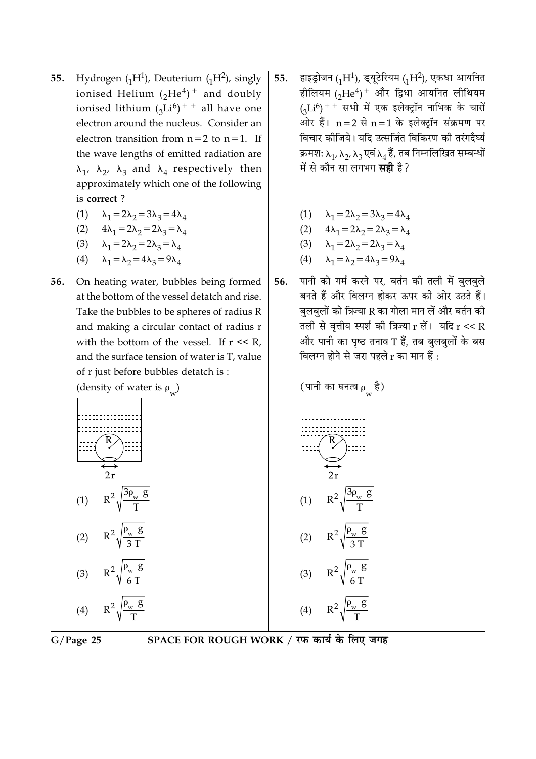55. Hydrogen ($_1H^1$), Deuterium ($_1H^2$), singly ionised Helium $(_2He^4)^+$ and doubly ionised lithium $(_3Li^6)^{++}$ all have one electron around the nucleus. Consider an electron transition from n = 2 to n = 1. If the wave lengths of emitted radiation are $\lambda_1$, $\lambda_2$, $\lambda_3$ and $\lambda_4$ respectively then approximately which one of the following is **correct** ?

(1) $\lambda_1 = 2\lambda_2 = 3\lambda_3 = 4\lambda_4$

(2) $4\lambda_1 = 2\lambda_2 = 2\lambda_3 = \lambda_4$

(3) $\lambda_1 = 2\lambda_2 = 2\lambda_3 = \lambda_4$

(4) $\lambda_1 = \lambda_2 = 4\lambda_3 = 9\lambda_4$

55. हाइड्रोजन ($_1H^1$), ड्यूटेरियम ($_1H^2$), एकधा आयनित हीलियम $(_2He^4)^+$ और द्विधा आयनित लीथियम $(_3Li^6)^{++}$ सभी में एक इलेक्ट्रॉन नाभिक के चारों ओर हैं। n = 2 से n = 1 के इलेक्ट्रॉन संक्रमण पर विचार कीजिये। यदि उत्सर्जित विकिरण की तरंगदैर्घ्य क्रमश: $\lambda_1$, $\lambda_2$, $\lambda_3$ एवं $\lambda_4$ हैं, तब निम्नलिखित सम्बन्धों में से कौन सा लगभग **सही** है ?

(1) $\lambda_1 = 2\lambda_2 = 3\lambda_3 = 4\lambda_4$

(2) $4\lambda_1 = 2\lambda_2 = 2\lambda_3 = \lambda_4$

(3) $\lambda_1 = 2\lambda_2 = 2\lambda_3 = \lambda_4$

(4) $\lambda_1 = \lambda_2 = 4\lambda_3 = 9\lambda_4$

56. On heating water, bubbles being formed at the bottom of the vessel detatch and rise. Take the bubbles to be spheres of radius R and making a circular contact of radius r with the bottom of the vessel. If r << R, and the surface tension of water is T, value of r just before bubbles detatch is :

(density of water is $\rho_w$)

(1) $R^2\sqrt{\frac{3\rho_w g}{T}}$

(2) $R^2\sqrt{\frac{\rho_w g}{3T}}$

(3) $R^2\sqrt{\frac{\rho_w g}{6T}}$

(4) $R^2\sqrt{\frac{\rho_w g}{T}}$

56. पानी को गर्म करने पर, बर्तन की तली में बुलबुले बनते हैं और विलग्न होकर ऊपर की ओर उठते हैं। बुलबुलों को त्रिज्या R का गोला मान लें और बर्तन की तली से वृत्तीय स्पर्श की त्रिज्या r लें। यदि r << R और पानी का पृष्ठ तनाव T हैं, तब बुलबुलों के बस विलग्न होने से जरा पहले r का मान हैं :

(पानी का घनत्व $\rho_w$ है)

(1) $R^2\sqrt{\frac{3\rho_w g}{T}}$

(2) $R^2\sqrt{\frac{\rho_w g}{3T}}$

(3) $R^2\sqrt{\frac{\rho_w g}{6T}}$

(4) $R^2\sqrt{\frac{\rho_w g}{T}}$

SPACE FOR ROUGH WORK / रफ कार्य के लिए जगह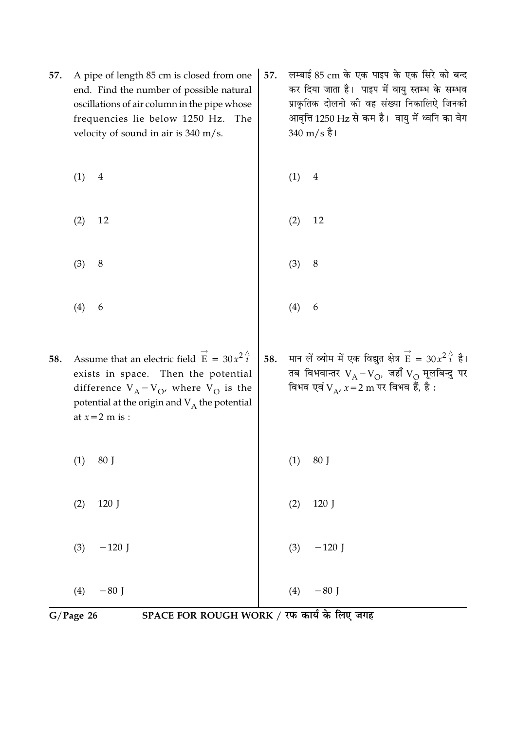57. A pipe of length 85 cm is closed from one end. Find the number of possible natural oscillations of air column in the pipe whose frequencies lie below 1250 Hz. The velocity of sound in air is 340 m/s.

(1) 4

(2) 12

(3) 8

(4) 6

57. लम्बाई 85 cm के एक पाइप के एक सिरे को बन्द कर दिया जाता है। पाइप में वायु स्तम्भ के सम्भव प्राकृतिक दोलनो की वह संख्या निकालिऐ जिनकी आवृत्ति 1250 Hz से कम है। वायु में ध्वनि का वेग 340 m/s है।

(1) 4

(2) 12

(3) 8

(4) 6

58. Assume that an electric field $\vec{E} = 30x^2 \hat{i}$ exists in space. Then the potential difference $V_A - V_O$, where $V_O$ is the potential at the origin and $V_A$ the potential at $x = 2$ m is :

(1) 80 J

(2) 120 J

(3) $-120$ J

(4) $-80$ J

58. मान लें व्योम में एक विद्युत क्षेत्र $\vec{E} = 30x^2 \hat{i}$ है। तब विभवान्तर $V_A - V_O$, जहाँ $V_O$ मूलबिन्दु पर विभव एवं $V_A$, $x = 2$ m पर विभव हैं, है :

(1) 80 J

(2) 120 J

(3) $-120$ J

(4) $-80$ J

SPACE FOR ROUGH WORK / रफ कार्य के लिए जगह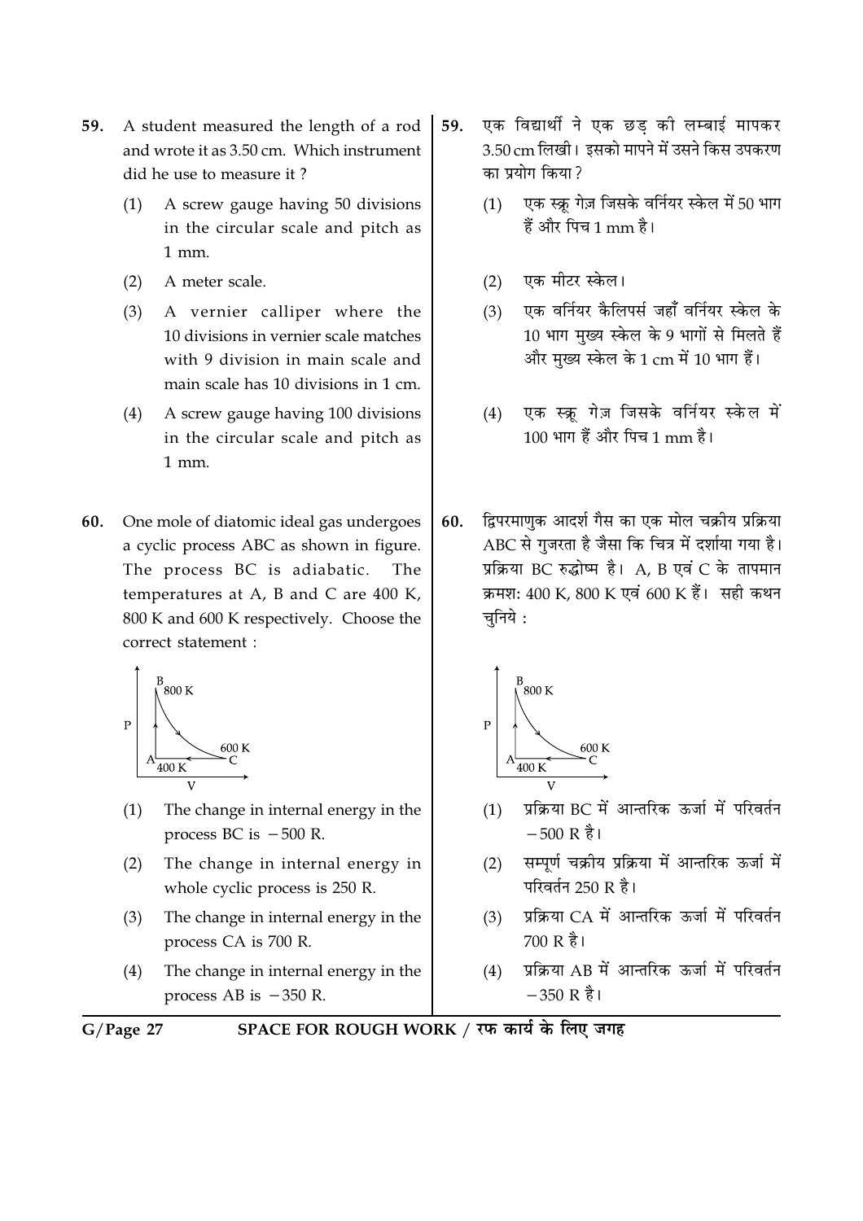59. A student measured the length of a rod and wrote it as 3.50 cm. Which instrument did he use to measure it ?

    (1) A screw gauge having 50 divisions in the circular scale and pitch as 1 mm.

    (2) A meter scale.

    (3) A vernier calliper where the 10 divisions in vernier scale matches with 9 division in main scale and main scale has 10 divisions in 1 cm.

    (4) A screw gauge having 100 divisions in the circular scale and pitch as 1 mm.

59. एक विद्यार्थी ने एक छड़ की लम्बाई मापकर 3.50 cm लिखी। इसको मापने में उसने किस उपकरण का प्रयोग किया ?

    (1) एक स्क्रू गेज़ जिसके वर्नियर स्केल में 50 भाग हैं और पिच 1 mm है।

    (2) एक मीटर स्केल।

    (3) एक वर्नियर कैलिपर्स जहाँ वर्नियर स्केल के 10 भाग मुख्य स्केल के 9 भागों से मिलते हैं और मुख्य स्केल के 1 cm में 10 भाग हैं।

    (4) एक स्क्रू गेज़ जिसके वर्नियर स्केल में 100 भाग हैं और पिच 1 mm है।

60. One mole of diatomic ideal gas undergoes a cyclic process ABC as shown in figure. The process BC is adiabatic. The temperatures at A, B and C are 400 K, 800 K and 600 K respectively. Choose the correct statement :

    (1) The change in internal energy in the process BC is $-500$ R.

    (2) The change in internal energy in whole cyclic process is 250 R.

    (3) The change in internal energy in the process CA is 700 R.

    (4) The change in internal energy in the process AB is $-350$ R.

60. द्विपरमाणुक आदर्श गैस का एक मोल चक्रीय प्रक्रिया ABC से गुजरता है जैसा कि चित्र में दर्शाया गया है। प्रक्रिया BC रुद्धोष्म है। A, B एवं C के तापमान क्रमशः 400 K, 800 K एवं 600 K हैं। सही कथन चुनिये :

    (1) प्रक्रिया BC में आन्तरिक ऊर्जा में परिवर्तन $-500$ R है।

    (2) सम्पूर्ण चक्रीय प्रक्रिया में आन्तरिक ऊर्जा में परिवर्तन 250 R है।

    (3) प्रक्रिया CA में आन्तरिक ऊर्जा में परिवर्तन 700 R है।

    (4) प्रक्रिया AB में आन्तरिक ऊर्जा में परिवर्तन $-350$ R है।

SPACE FOR ROUGH WORK / रफ कार्य के लिए जगह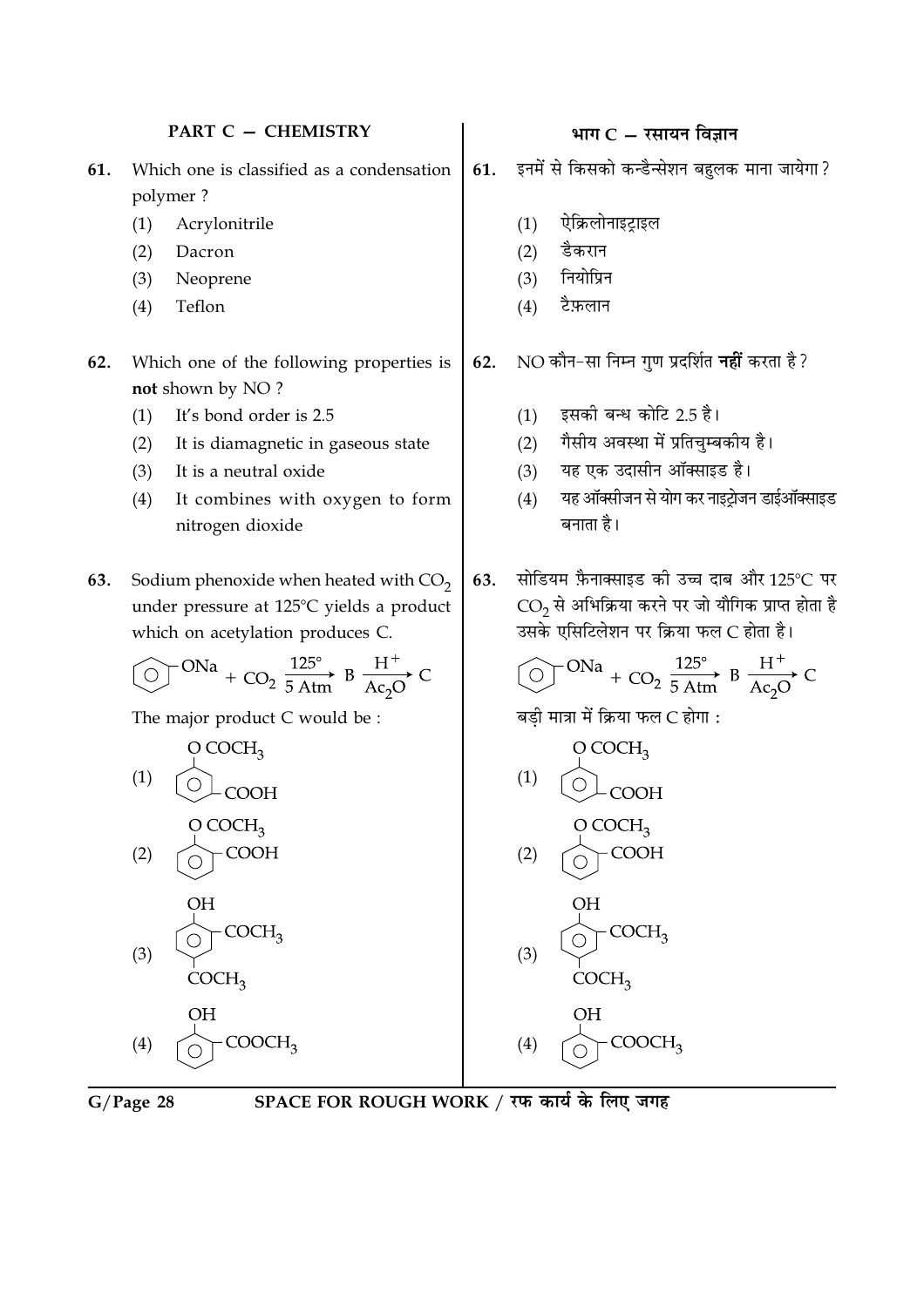## PART C — CHEMISTRY

**61.** Which one is classified as a condensation polymer ?

(1) Acrylonitrile
(2) Dacron
(3) Neoprene
(4) Teflon

**62.** Which one of the following properties is **not** shown by NO ?

(1) It's bond order is 2.5
(2) It is diamagnetic in gaseous state
(3) It is a neutral oxide
(4) It combines with oxygen to form nitrogen dioxide

**63.** Sodium phenoxide when heated with $CO_2$ under pressure at 125°C yields a product which on acetylation produces C.

$$C_6H_5ONa + CO_2 \xrightarrow[5\ Atm]{125°} B \xrightarrow[Ac_2O]{H^+} C$$

The major product C would be :

(1) Benzene ring with $OCOCH_3$ and $COOH$ (meta to each other)
(2) Benzene ring with $OCOCH_3$ and $COOH$ (ortho to each other)
(3) Benzene ring with $OH$, $COCH_3$ (ortho) and $COCH_3$ (para)
(4) Benzene ring with $OH$ and $COOCH_3$ (ortho to each other)

## भाग C — रसायन विज्ञान

**61.** इनमें से किसको कन्डैन्सेशन बहुलक माना जायेगा ?

(1) ऐक्रिलोनाइट्राइल
(2) डैकरान
(3) नियोप्रिन
(4) टैफ़लान

**62.** NO कौन-सा निम्न गुण प्रदर्शित **नहीं** करता है ?

(1) इसकी बन्ध कोटि 2.5 है।
(2) गैसीय अवस्था में प्रतिचुम्बकीय है।
(3) यह एक उदासीन ऑक्साइड है।
(4) यह ऑक्सीजन से योग कर नाइट्रोजन डाईऑक्साइड बनाता है।

**63.** सोडियम फ़ैनाक्साइड की उच्च दाब और 125°C पर $CO_2$ से अभिक्रिया करने पर जो यौगिक प्राप्त होता है उसके एसिटिलेशन पर क्रिया फल C होता है।

$$C_6H_5ONa + CO_2 \xrightarrow[5\ Atm]{125°} B \xrightarrow[Ac_2O]{H^+} C$$

बड़ी मात्रा में क्रिया फल C होगा :

(1) Benzene ring with $OCOCH_3$ and $COOH$ (meta to each other)
(2) Benzene ring with $OCOCH_3$ and $COOH$ (ortho to each other)
(3) Benzene ring with $OH$, $COCH_3$ (ortho) and $COCH_3$ (para)
(4) Benzene ring with $OH$ and $COOCH_3$ (ortho to each other)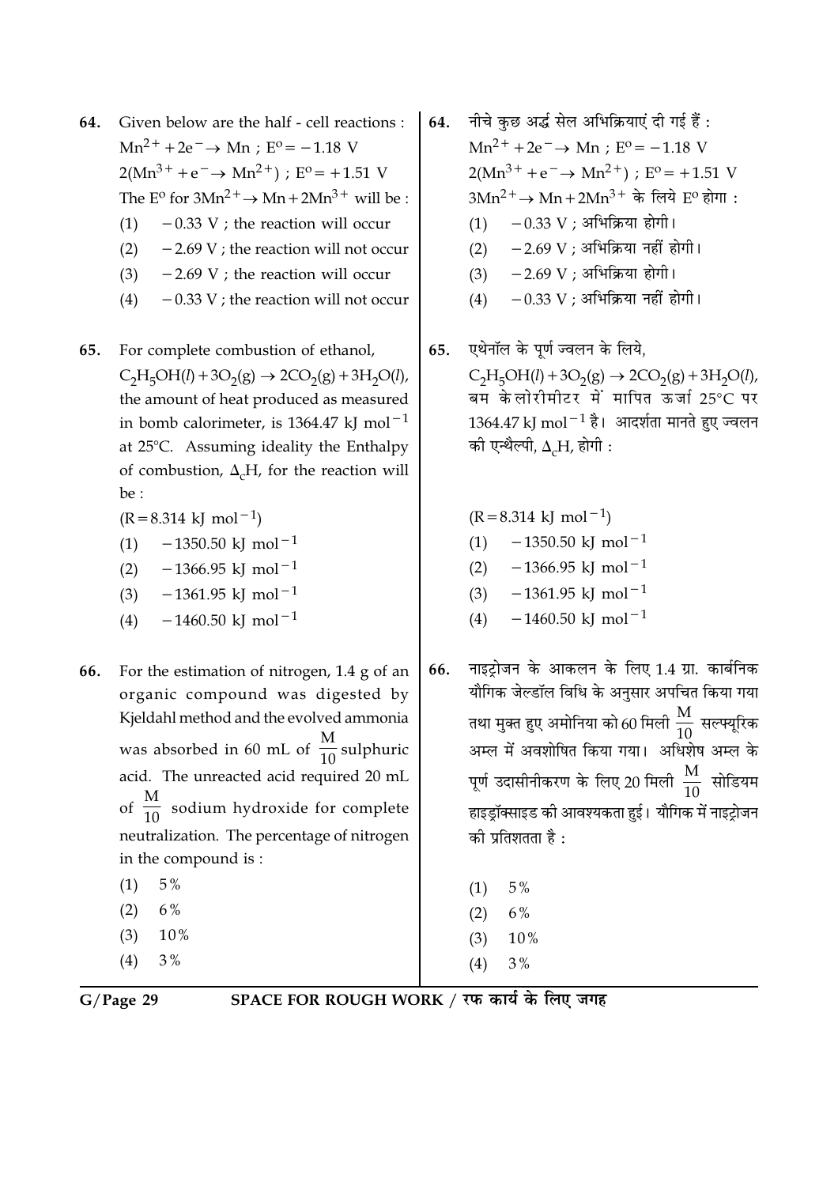64. Given below are the half - cell reactions :
$Mn^{2+} + 2e^- \rightarrow Mn$ ; $E^o = -1.18$ V
$2(Mn^{3+} + e^- \rightarrow Mn^{2+})$ ; $E^o = +1.51$ V
The $E^o$ for $3Mn^{2+} \rightarrow Mn + 2Mn^{3+}$ will be :

(1) $-0.33$ V ; the reaction will occur
(2) $-2.69$ V ; the reaction will not occur
(3) $-2.69$ V ; the reaction will occur
(4) $-0.33$ V ; the reaction will not occur

65. For complete combustion of ethanol,
$C_2H_5OH(l) + 3O_2(g) \rightarrow 2CO_2(g) + 3H_2O(l)$,
the amount of heat produced as measured in bomb calorimeter, is 1364.47 kJ $mol^{-1}$ at 25°C. Assuming ideality the Enthalpy of combustion, $\Delta_c H$, for the reaction will be :

($R = 8.314$ kJ $mol^{-1}$)

(1) $-1350.50$ kJ $mol^{-1}$
(2) $-1366.95$ kJ $mol^{-1}$
(3) $-1361.95$ kJ $mol^{-1}$
(4) $-1460.50$ kJ $mol^{-1}$

66. For the estimation of nitrogen, 1.4 g of an organic compound was digested by Kjeldahl method and the evolved ammonia was absorbed in 60 mL of $\frac{M}{10}$ sulphuric acid. The unreacted acid required 20 mL of $\frac{M}{10}$ sodium hydroxide for complete neutralization. The percentage of nitrogen in the compound is :

(1) 5%
(2) 6%
(3) 10%
(4) 3%

64. नीचे कुछ अर्द्ध सेल अभिक्रियाएं दी गई हैं :
$Mn^{2+} + 2e^- \rightarrow Mn$ ; $E^o = -1.18$ V
$2(Mn^{3+} + e^- \rightarrow Mn^{2+})$ ; $E^o = +1.51$ V
$3Mn^{2+} \rightarrow Mn + 2Mn^{3+}$ के लिये $E^o$ होगा :

(1) $-0.33$ V ; अभिक्रिया होगी।
(2) $-2.69$ V ; अभिक्रिया नहीं होगी।
(3) $-2.69$ V ; अभिक्रिया होगी।
(4) $-0.33$ V ; अभिक्रिया नहीं होगी।

65. एथेनॉल के पूर्ण ज्वलन के लिये,
$C_2H_5OH(l) + 3O_2(g) \rightarrow 2CO_2(g) + 3H_2O(l)$,
बम केलोरीमीटर में मापित ऊर्जा 25°C पर 1364.47 kJ $mol^{-1}$ है। आदर्शता मानते हुए ज्वलन की एन्थैल्पी, $\Delta_c H$, होगी :

($R = 8.314$ kJ $mol^{-1}$)

(1) $-1350.50$ kJ $mol^{-1}$
(2) $-1366.95$ kJ $mol^{-1}$
(3) $-1361.95$ kJ $mol^{-1}$
(4) $-1460.50$ kJ $mol^{-1}$

66. नाइट्रोजन के आकलन के लिए 1.4 ग्रा. कार्बनिक यौगिक जेल्डॉल विधि के अनुसार अपचित किया गया तथा मुक्त हुए अमोनिया को 60 मिली $\frac{M}{10}$ सल्फ्यूरिक अम्ल में अवशोषित किया गया। अधिशेष अम्ल के पूर्ण उदासीनीकरण के लिए 20 मिली $\frac{M}{10}$ सोडियम हाइड्रॉक्साइड की आवश्यकता हुई। यौगिक में नाइट्रोजन की प्रतिशतता है :

(1) 5%
(2) 6%
(3) 10%
(4) 3%

SPACE FOR ROUGH WORK / रफ कार्य के लिए जगह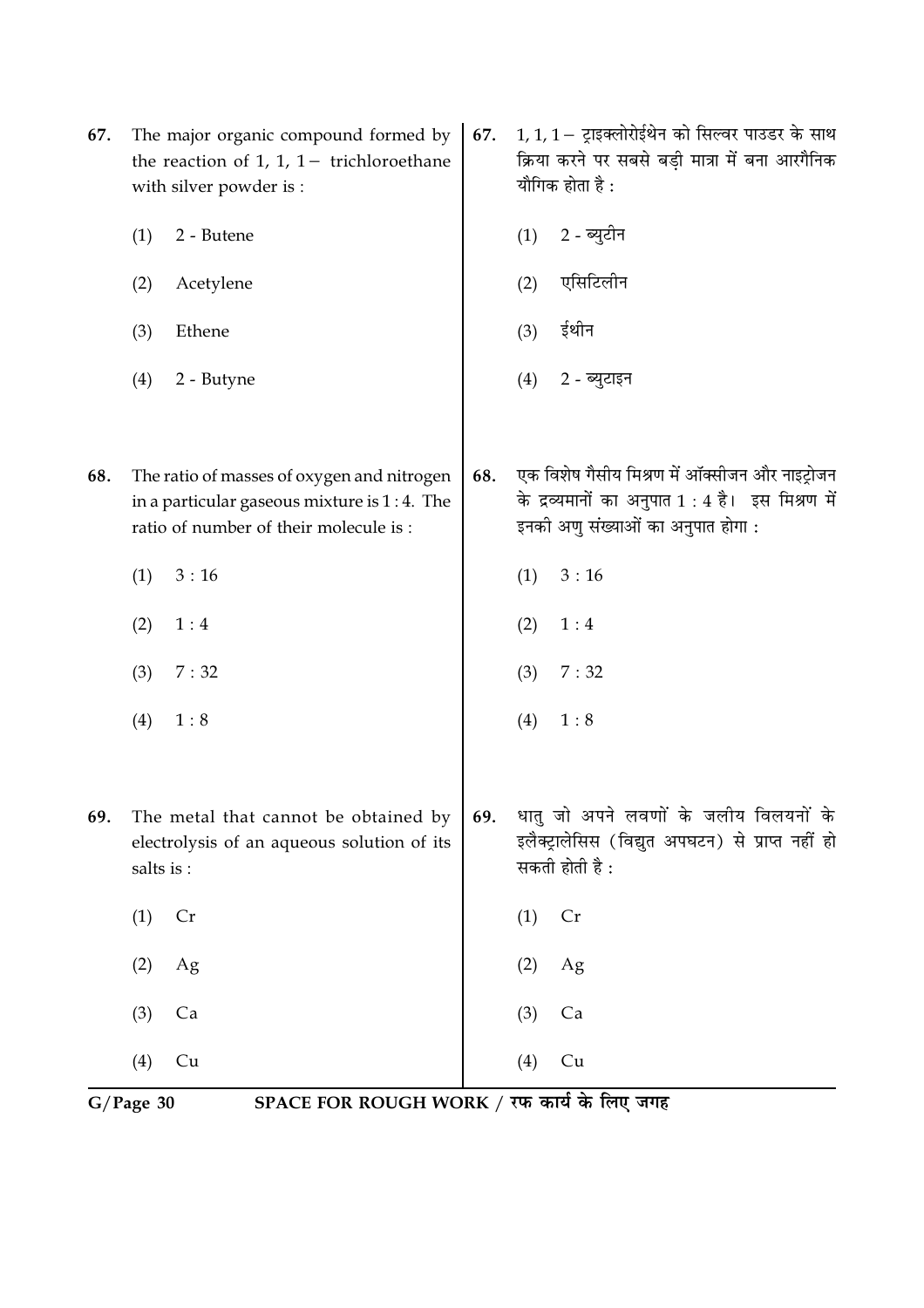67. The major organic compound formed by the reaction of 1, 1, 1 $-$ trichloroethane with silver powder is :

(1) 2 - Butene

(2) Acetylene

(3) Ethene

(4) 2 - Butyne

67. 1, 1, 1 $-$ ट्राइक्लोरोईथेन को सिल्वर पाउडर के साथ क्रिया करने पर सबसे बड़ी मात्रा में बना आरगैनिक यौगिक होता है :

(1) 2 - ब्युटीन

(2) एसिटिलीन

(3) ईथीन

(4) 2 - ब्युटाइन

68. The ratio of masses of oxygen and nitrogen in a particular gaseous mixture is 1 : 4. The ratio of number of their molecule is :

(1) 3 : 16

(2) 1 : 4

(3) 7 : 32

(4) 1 : 8

68. एक विशेष गैसीय मिश्रण में ऑक्सीजन और नाइट्रोजन के द्रव्यमानों का अनुपात 1 : 4 है। इस मिश्रण में इनकी अणु संख्याओं का अनुपात होगा :

(1) 3 : 16

(2) 1 : 4

(3) 7 : 32

(4) 1 : 8

69. The metal that cannot be obtained by electrolysis of an aqueous solution of its salts is :

(1) Cr

(2) Ag

(3) Ca

(4) Cu

69. धातु जो अपने लवणों के जलीय विलयनों के इलैक्ट्रालेसिस (विद्युत अपघटन) से प्राप्त नहीं हो सकती होती है :

(1) Cr

(2) Ag

(3) Ca

(4) Cu

SPACE FOR ROUGH WORK / रफ कार्य के लिए जगह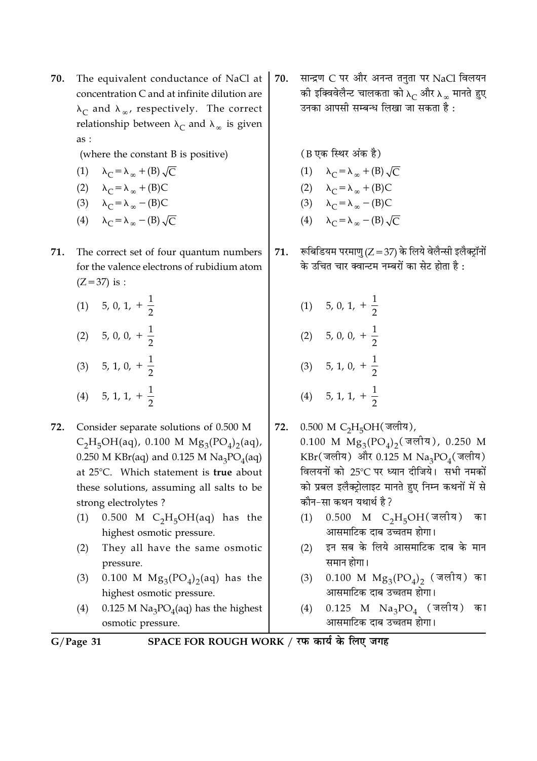70. The equivalent conductance of NaCl at concentration C and at infinite dilution are $\lambda_C$ and $\lambda_\infty$, respectively. The correct relationship between $\lambda_C$ and $\lambda_\infty$ is given as :

(where the constant B is positive)

(1) $\lambda_C = \lambda_\infty + (B)\sqrt{C}$

(2) $\lambda_C = \lambda_\infty + (B)C$

(3) $\lambda_C = \lambda_\infty - (B)C$

(4) $\lambda_C = \lambda_\infty - (B)\sqrt{C}$

70. सान्द्रण C पर और अनन्त तनुता पर NaCl विलयन की इक्विवेलैन्ट चालकता को $\lambda_C$ और $\lambda_\infty$ मानते हुए उनका आपसी सम्बन्ध लिखा जा सकता है :

(B एक स्थिर अंक है)

(1) $\lambda_C = \lambda_\infty + (B)\sqrt{C}$

(2) $\lambda_C = \lambda_\infty + (B)C$

(3) $\lambda_C = \lambda_\infty - (B)C$

(4) $\lambda_C = \lambda_\infty - (B)\sqrt{C}$

71. The correct set of four quantum numbers for the valence electrons of rubidium atom (Z = 37) is :

(1) 5, 0, 1, $+\frac{1}{2}$

(2) 5, 0, 0, $+\frac{1}{2}$

(3) 5, 1, 0, $+\frac{1}{2}$

(4) 5, 1, 1, $+\frac{1}{2}$

71. रूबिडियम परमाणु (Z = 37) के लिये वेलैन्सी इलैक्ट्रॉनों के उचित चार क्वान्टम नम्बरों का सेट होता है :

(1) 5, 0, 1, $+\frac{1}{2}$

(2) 5, 0, 0, $+\frac{1}{2}$

(3) 5, 1, 0, $+\frac{1}{2}$

(4) 5, 1, 1, $+\frac{1}{2}$

72. Consider separate solutions of 0.500 M $C_2H_5OH(aq)$, 0.100 M $Mg_3(PO_4)_2(aq)$, 0.250 M KBr(aq) and 0.125 M $Na_3PO_4(aq)$ at 25°C. Which statement is **true** about these solutions, assuming all salts to be strong electrolytes ?

(1) 0.500 M $C_2H_5OH(aq)$ has the highest osmotic pressure.

(2) They all have the same osmotic pressure.

(3) 0.100 M $Mg_3(PO_4)_2(aq)$ has the highest osmotic pressure.

(4) 0.125 M $Na_3PO_4(aq)$ has the highest osmotic pressure.

72. 0.500 M $C_2H_5OH$(जलीय), 0.100 M $Mg_3(PO_4)_2$(जलीय), 0.250 M KBr(जलीय) और 0.125 M $Na_3PO_4$(जलीय) विलयनों को 25°C पर ध्यान दीजिये। सभी नमकों को प्रबल इलैक्ट्रोलाइट मानते हुए निम्न कथनों में से कौन-सा कथन यथार्थ है ?

(1) 0.500 M $C_2H_5OH$(जलीय) का आसमाटिक दाब उच्चतम होगा।

(2) इन सब के लिये आसमाटिक दाब के मान समान होगा।

(3) 0.100 M $Mg_3(PO_4)_2$ (जलीय) का आसमाटिक दाब उच्चतम होगा।

(4) 0.125 M $Na_3PO_4$ (जलीय) का आसमाटिक दाब उच्चतम होगा।

SPACE FOR ROUGH WORK / रफ कार्य के लिए जगह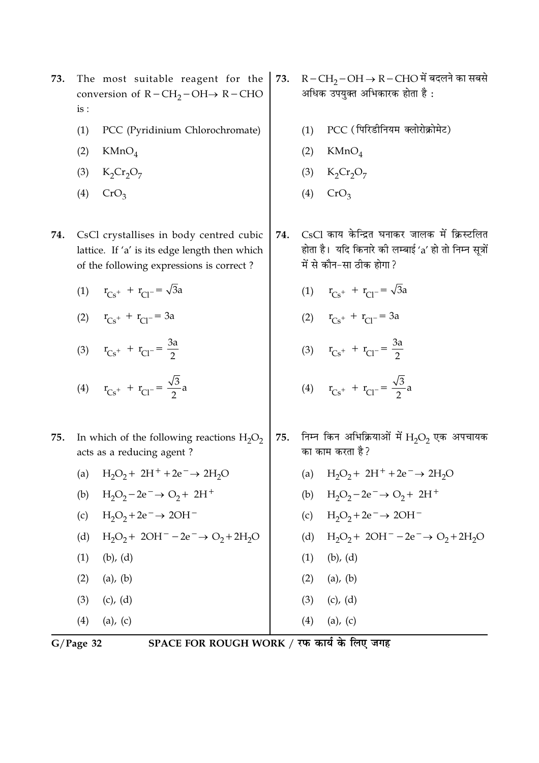73. The most suitable reagent for the conversion of $R-CH_2-OH \rightarrow R-CHO$ is :

(1) PCC (Pyridinium Chlorochromate)

(2) $KMnO_4$

(3) $K_2Cr_2O_7$

(4) $CrO_3$

73. $R-CH_2-OH \rightarrow R-CHO$ में बदलने का सबसे अधिक उपयुक्त अभिकारक होता है :

(1) PCC (पिरिडीनियम क्लोरोक्रोमेट)

(2) $KMnO_4$

(3) $K_2Cr_2O_7$

(4) $CrO_3$

74. CsCl crystallises in body centred cubic lattice. If 'a' is its edge length then which of the following expressions is correct ?

(1) $r_{Cs^+} + r_{Cl^-} = \sqrt{3}a$

(2) $r_{Cs^+} + r_{Cl^-} = 3a$

(3) $r_{Cs^+} + r_{Cl^-} = \frac{3a}{2}$

(4) $r_{Cs^+} + r_{Cl^-} = \frac{\sqrt{3}}{2}a$

74. CsCl काय केन्द्रित घनाकर जालक में क्रिस्टलित होता है। यदि किनारे की लम्बाई 'a' हो तो निम्न सूत्रों में से कौन-सा ठीक होगा ?

(1) $r_{Cs^+} + r_{Cl^-} = \sqrt{3}a$

(2) $r_{Cs^+} + r_{Cl^-} = 3a$

(3) $r_{Cs^+} + r_{Cl^-} = \frac{3a}{2}$

(4) $r_{Cs^+} + r_{Cl^-} = \frac{\sqrt{3}}{2}a$

75. In which of the following reactions $H_2O_2$ acts as a reducing agent ?

(a) $H_2O_2 + 2H^+ + 2e^- \rightarrow 2H_2O$

(b) $H_2O_2 - 2e^- \rightarrow O_2 + 2H^+$

(c) $H_2O_2 + 2e^- \rightarrow 2OH^-$

(d) $H_2O_2 + 2OH^- - 2e^- \rightarrow O_2 + 2H_2O$

(1) (b), (d)

(2) (a), (b)

(3) (c), (d)

(4) (a), (c)

75. निम्न किन अभिक्रियाओं में $H_2O_2$ एक अपचायक का काम करता है ?

(a) $H_2O_2 + 2H^+ + 2e^- \rightarrow 2H_2O$

(b) $H_2O_2 - 2e^- \rightarrow O_2 + 2H^+$

(c) $H_2O_2 + 2e^- \rightarrow 2OH^-$

(d) $H_2O_2 + 2OH^- - 2e^- \rightarrow O_2 + 2H_2O$

(1) (b), (d)

(2) (a), (b)

(3) (c), (d)

(4) (a), (c)

SPACE FOR ROUGH WORK / रफ कार्य के लिए जगह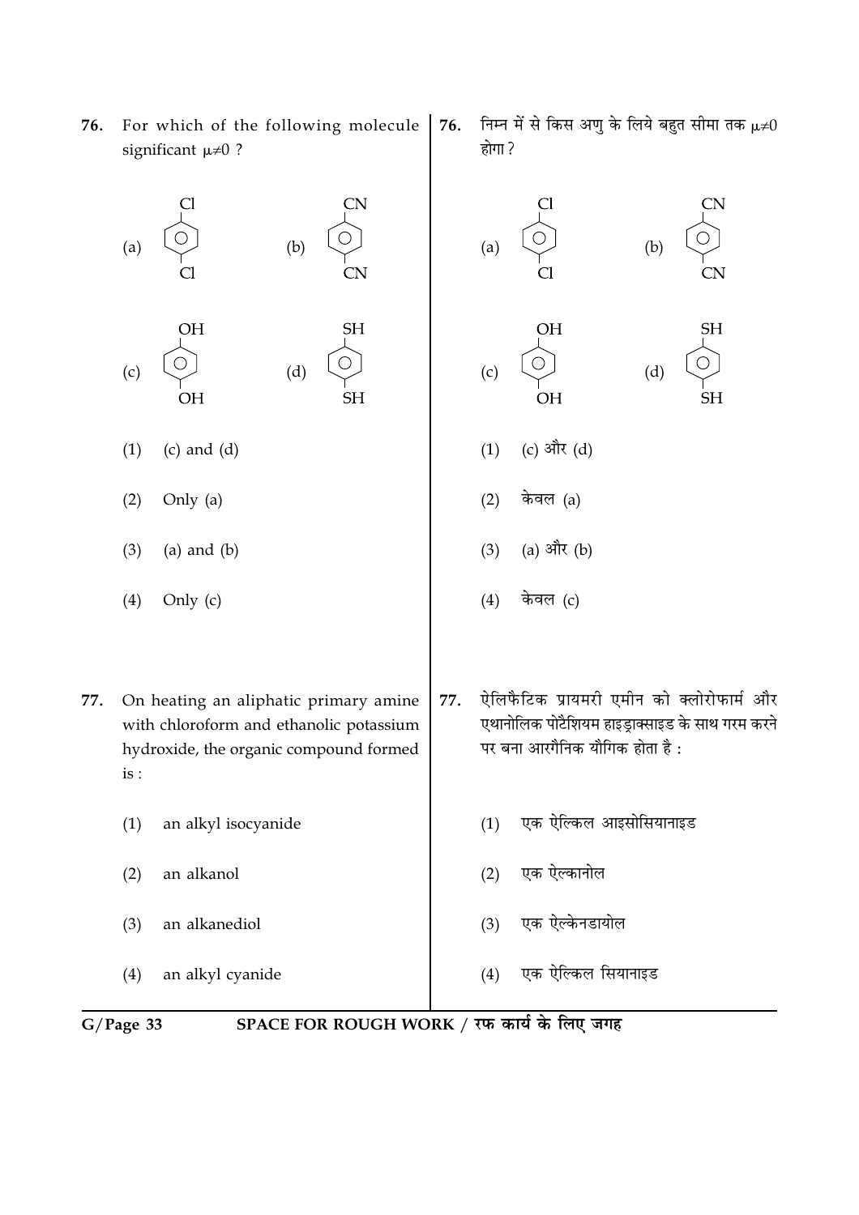76. For which of the following molecule significant $\mu \neq 0$ ?

(a) para-dichlorobenzene (Cl at positions 1 and 4)

(b) para-dicyanobenzene (CN at positions 1 and 4)

(c) hydroquinone (OH at positions 1 and 4)

(d) para-benzenedithiol (SH at positions 1 and 4)

(1) (c) and (d)

(2) Only (a)

(3) (a) and (b)

(4) Only (c)

76. निम्न में से किस अणु के लिये बहुत सीमा तक $\mu \neq 0$ होगा ?

(a) para-dichlorobenzene (Cl at positions 1 and 4)

(b) para-dicyanobenzene (CN at positions 1 and 4)

(c) hydroquinone (OH at positions 1 and 4)

(d) para-benzenedithiol (SH at positions 1 and 4)

(1) (c) और (d)

(2) केवल (a)

(3) (a) और (b)

(4) केवल (c)

77. On heating an aliphatic primary amine with chloroform and ethanolic potassium hydroxide, the organic compound formed is :

(1) an alkyl isocyanide

(2) an alkanol

(3) an alkanediol

(4) an alkyl cyanide

77. ऐलिफैटिक प्रायमरी एमीन को क्लोरोफार्म और एथानोलिक पोटैशियम हाइड्राक्साइड के साथ गरम करने पर बना आरगैनिक यौगिक होता है :

(1) एक ऐल्किल आइसोसियानाइड

(2) एक ऐल्कानोल

(3) एक ऐल्केनडायोल

(4) एक ऐल्किल सियानाइड

SPACE FOR ROUGH WORK / रफ कार्य के लिए जगह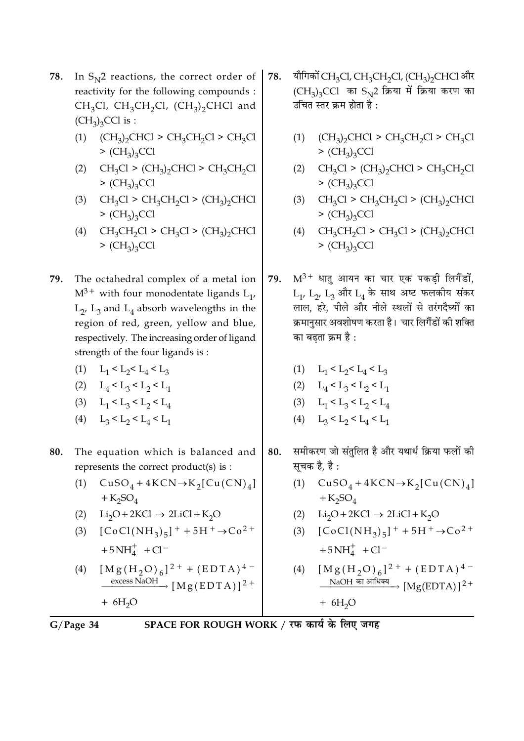78. In $S_N2$ reactions, the correct order of reactivity for the following compounds : $CH_3Cl$, $CH_3CH_2Cl$, $(CH_3)_2CHCl$ and $(CH_3)_3CCl$ is :

(1) $(CH_3)_2CHCl > CH_3CH_2Cl > CH_3Cl > (CH_3)_3CCl$

(2) $CH_3Cl > (CH_3)_2CHCl > CH_3CH_2Cl > (CH_3)_3CCl$

(3) $CH_3Cl > CH_3CH_2Cl > (CH_3)_2CHCl > (CH_3)_3CCl$

(4) $CH_3CH_2Cl > CH_3Cl > (CH_3)_2CHCl > (CH_3)_3CCl$

78. यौगिकों $CH_3Cl$, $CH_3CH_2Cl$, $(CH_3)_2CHCl$ और $(CH_3)_3CCl$ का $S_N2$ क्रिया में क्रिया करण का उचित स्तर क्रम होता है :

(1) $(CH_3)_2CHCl > CH_3CH_2Cl > CH_3Cl > (CH_3)_3CCl$

(2) $CH_3Cl > (CH_3)_2CHCl > CH_3CH_2Cl > (CH_3)_3CCl$

(3) $CH_3Cl > CH_3CH_2Cl > (CH_3)_2CHCl > (CH_3)_3CCl$

(4) $CH_3CH_2Cl > CH_3Cl > (CH_3)_2CHCl > (CH_3)_3CCl$

79. The octahedral complex of a metal ion $M^{3+}$ with four monodentate ligands $L_1$, $L_2$, $L_3$ and $L_4$ absorb wavelengths in the region of red, green, yellow and blue, respectively. The increasing order of ligand strength of the four ligands is :

(1) $L_1 < L_2 < L_4 < L_3$

(2) $L_4 < L_3 < L_2 < L_1$

(3) $L_1 < L_3 < L_2 < L_4$

(4) $L_3 < L_2 < L_4 < L_1$

79. $M^{3+}$ धातु आयन का चार एक पकड़ी लिगेंडों, $L_1$, $L_2$, $L_3$ और $L_4$ के साथ अष्ट फलकीय संकर लाल, हरे, पीले और नीले स्थलों से तरंगदैर्घ्यों का क्रमानुसार अवशोषण करता है। चार लिगेंडों की शक्ति का बढ़ता क्रम है :

(1) $L_1 < L_2 < L_4 < L_3$

(2) $L_4 < L_3 < L_2 < L_1$

(3) $L_1 < L_3 < L_2 < L_4$

(4) $L_3 < L_2 < L_4 < L_1$

80. The equation which is balanced and represents the correct product(s) is :

(1) $CuSO_4 + 4KCN \rightarrow K_2[Cu(CN)_4] + K_2SO_4$

(2) $Li_2O + 2KCl \rightarrow 2LiCl + K_2O$

(3) $[CoCl(NH_3)_5]^{+} + 5H^{+} \rightarrow Co^{2+} + 5NH_4^{+} + Cl^{-}$

(4) $[Mg(H_2O)_6]^{2+} + (EDTA)^{4-} \xrightarrow{\text{excess NaOH}} [Mg(EDTA)]^{2+} + 6H_2O$

80. समीकरण जो संतुलित है और यथार्थ क्रिया फलों की सूचक है, है :

(1) $CuSO_4 + 4KCN \rightarrow K_2[Cu(CN)_4] + K_2SO_4$

(2) $Li_2O + 2KCl \rightarrow 2LiCl + K_2O$

(3) $[CoCl(NH_3)_5]^{+} + 5H^{+} \rightarrow Co^{2+} + 5NH_4^{+} + Cl^{-}$

(4) $[Mg(H_2O)_6]^{2+} + (EDTA)^{4-} \xrightarrow{\text{NaOH का आधिक्य}} [Mg(EDTA)]^{2+} + 6H_2O$

SPACE FOR ROUGH WORK / रफ कार्य के लिए जगह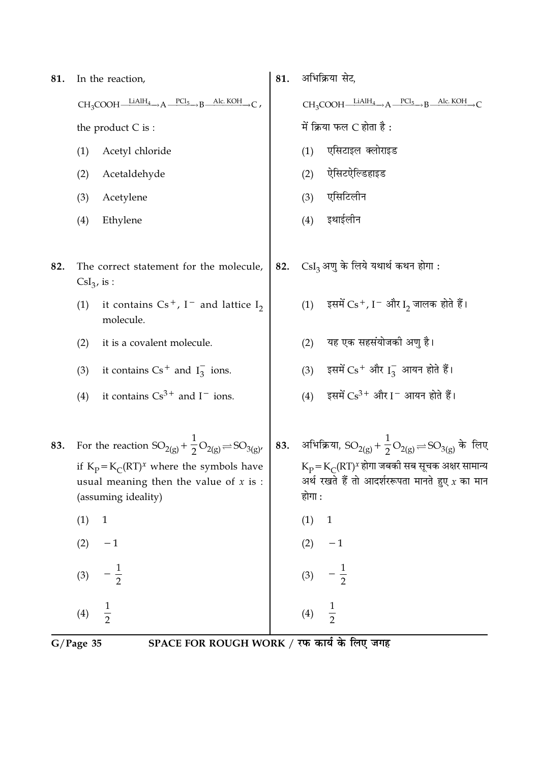81. In the reaction,

$CH_3COOH \xrightarrow{LiAlH_4} A \xrightarrow{PCl_5} B \xrightarrow{Alc.\ KOH} C$,

the product C is :

(1) Acetyl chloride

(2) Acetaldehyde

(3) Acetylene

(4) Ethylene

81. अभिक्रिया सेट,

$CH_3COOH \xrightarrow{LiAlH_4} A \xrightarrow{PCl_5} B \xrightarrow{Alc.\ KOH} C$

में क्रिया फल C होता है :

(1) एसिटाइल क्लोराइड

(2) ऐसिटऐल्डिहाइड

(3) एसिटिलीन

(4) इथाईलीन

82. The correct statement for the molecule, $CsI_3$, is :

(1) it contains $Cs^+$, $I^-$ and lattice $I_2$ molecule.

(2) it is a covalent molecule.

(3) it contains $Cs^+$ and $I_3^-$ ions.

(4) it contains $Cs^{3+}$ and $I^-$ ions.

82. $CsI_3$ अणु के लिये यथार्थ कथन होगा :

(1) इसमें $Cs^+$, $I^-$ और $I_2$ जालक होते हैं।

(2) यह एक सहसंयोजकी अणु है।

(3) इसमें $Cs^+$ और $I_3^-$ आयन होते हैं।

(4) इसमें $Cs^{3+}$ और $I^-$ आयन होते हैं।

83. For the reaction $SO_{2(g)} + \frac{1}{2}O_{2(g)} \rightleftharpoons SO_{3(g)}$, if $K_P = K_C(RT)^x$ where the symbols have usual meaning then the value of $x$ is : (assuming ideality)

(1) $1$

(2) $-1$

(3) $-\frac{1}{2}$

(4) $\frac{1}{2}$

83. अभिक्रिया, $SO_{2(g)} + \frac{1}{2}O_{2(g)} \rightleftharpoons SO_{3(g)}$ के लिए $K_P = K_C(RT)^x$ होगा जबकी सब सूचक अक्षर सामान्य अर्थ रखते हैं तो आदर्शररूपता मानते हुए $x$ का मान होगा :

(1) $1$

(2) $-1$

(3) $-\frac{1}{2}$

(4) $\frac{1}{2}$

SPACE FOR ROUGH WORK / रफ कार्य के लिए जगह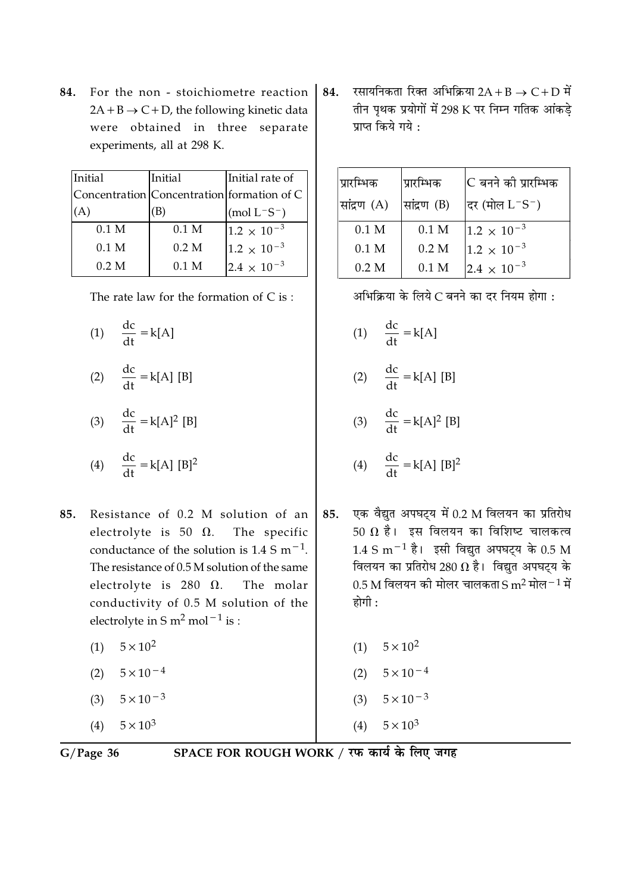84. For the non - stoichiometre reaction $2A + B \rightarrow C + D$, the following kinetic data were obtained in three separate experiments, all at 298 K.

| Initial Concentration (A) | Initial Concentration (B) | Initial rate of formation of C ($mol\ L^{-}S^{-}$) |
|---|---|---|
| 0.1 M | 0.1 M | $1.2 \times 10^{-3}$ |
| 0.1 M | 0.2 M | $1.2 \times 10^{-3}$ |
| 0.2 M | 0.1 M | $2.4 \times 10^{-3}$ |

The rate law for the formation of C is :

(1) $\frac{dc}{dt} = k[A]$

(2) $\frac{dc}{dt} = k[A]\ [B]$

(3) $\frac{dc}{dt} = k[A]^2\ [B]$

(4) $\frac{dc}{dt} = k[A]\ [B]^2$

84. रसायनिकता रिक्त अभिक्रिया $2A + B \rightarrow C + D$ में तीन पृथक प्रयोगों में 298 K पर निम्न गतिक आंकड़े प्राप्त किये गये :

| प्रारम्भिक सांद्रण (A) | प्रारम्भिक सांद्रण (B) | C बनने की प्रारम्भिक दर (मोल $L^{-}S^{-}$) |
|---|---|---|
| 0.1 M | 0.1 M | $1.2 \times 10^{-3}$ |
| 0.1 M | 0.2 M | $1.2 \times 10^{-3}$ |
| 0.2 M | 0.1 M | $2.4 \times 10^{-3}$ |

अभिक्रिया के लिये C बनने का दर नियम होगा :

(1) $\frac{dc}{dt} = k[A]$

(2) $\frac{dc}{dt} = k[A]\ [B]$

(3) $\frac{dc}{dt} = k[A]^2\ [B]$

(4) $\frac{dc}{dt} = k[A]\ [B]^2$

85. Resistance of 0.2 M solution of an electrolyte is 50 $\Omega$. The specific conductance of the solution is 1.4 S $m^{-1}$. The resistance of 0.5 M solution of the same electrolyte is 280 $\Omega$. The molar conductivity of 0.5 M solution of the electrolyte in S $m^2\ mol^{-1}$ is :

(1) $5 \times 10^2$

(2) $5 \times 10^{-4}$

(3) $5 \times 10^{-3}$

(4) $5 \times 10^3$

85. एक वैद्युत अपघट्य में 0.2 M विलयन का प्रतिरोध 50 $\Omega$ है। इस विलयन का विशिष्ट चालकत्व 1.4 S $m^{-1}$ है। इसी विद्युत अपघट्य के 0.5 M विलयन का प्रतिरोध 280 $\Omega$ है। विद्युत अपघट्य के 0.5 M विलयन की मोलर चालकता S $m^2$ मोल$^{-1}$ में होगी :

(1) $5 \times 10^2$

(2) $5 \times 10^{-4}$

(3) $5 \times 10^{-3}$

(4) $5 \times 10^3$

SPACE FOR ROUGH WORK / रफ कार्य के लिए जगह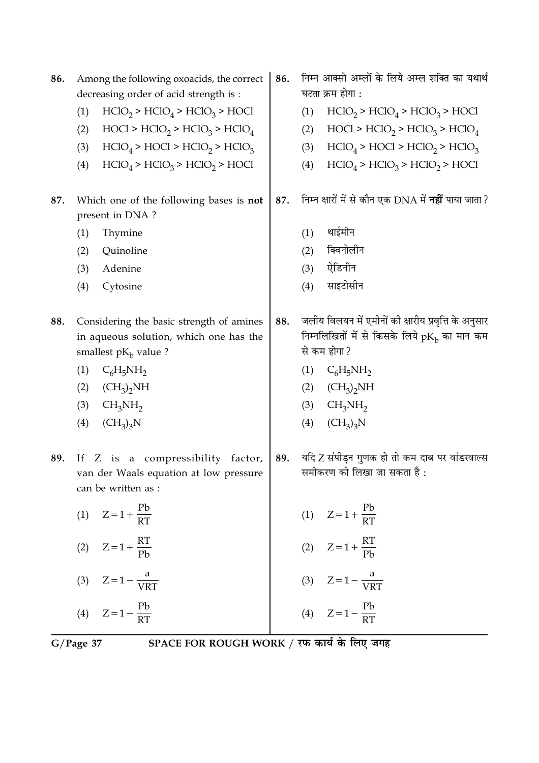86. Among the following oxoacids, the correct decreasing order of acid strength is :

(1) $HClO_2 > HClO_4 > HClO_3 > HOCl$

(2) $HOCl > HClO_2 > HClO_3 > HClO_4$

(3) $HClO_4 > HOCl > HClO_2 > HClO_3$

(4) $HClO_4 > HClO_3 > HClO_2 > HOCl$

86. निम्न आक्सो अम्लों के लिये अम्ल शक्ति का यथार्थ घटता क्रम होगा :

(1) $HClO_2 > HClO_4 > HClO_3 > HOCl$

(2) $HOCl > HClO_2 > HClO_3 > HClO_4$

(3) $HClO_4 > HOCl > HClO_2 > HClO_3$

(4) $HClO_4 > HClO_3 > HClO_2 > HOCl$

87. Which one of the following bases is **not** present in DNA ?

(1) Thymine

(2) Quinoline

(3) Adenine

(4) Cytosine

87. निम्न क्षारों में से कौन एक DNA में **नहीं** पाया जाता ?

(1) थाईमीन

(2) क्विनोलीन

(3) ऐडिनीन

(4) साइटोसीन

88. Considering the basic strength of amines in aqueous solution, which one has the smallest $pK_b$ value ?

(1) $C_6H_5NH_2$

(2) $(CH_3)_2NH$

(3) $CH_3NH_2$

(4) $(CH_3)_3N$

88. जलीय विलयन में एमीनों की क्षारीय प्रवृत्ति के अनुसार निम्नलिखितों में से किसके लिये $pK_b$ का मान कम से कम होगा ?

(1) $C_6H_5NH_2$

(2) $(CH_3)_2NH$

(3) $CH_3NH_2$

(4) $(CH_3)_3N$

89. If Z is a compressibility factor, van der Waals equation at low pressure can be written as :

(1) $Z = 1 + \frac{Pb}{RT}$

(2) $Z = 1 + \frac{RT}{Pb}$

(3) $Z = 1 - \frac{a}{VRT}$

(4) $Z = 1 - \frac{Pb}{RT}$

89. यदि Z संपीड़न गुणक हो तो कम दाब पर वांडरवाल्स समीकरण को लिखा जा सकता है :

(1) $Z = 1 + \frac{Pb}{RT}$

(2) $Z = 1 + \frac{RT}{Pb}$

(3) $Z = 1 - \frac{a}{VRT}$

(4) $Z = 1 - \frac{Pb}{RT}$

SPACE FOR ROUGH WORK / रफ कार्य के लिए जगह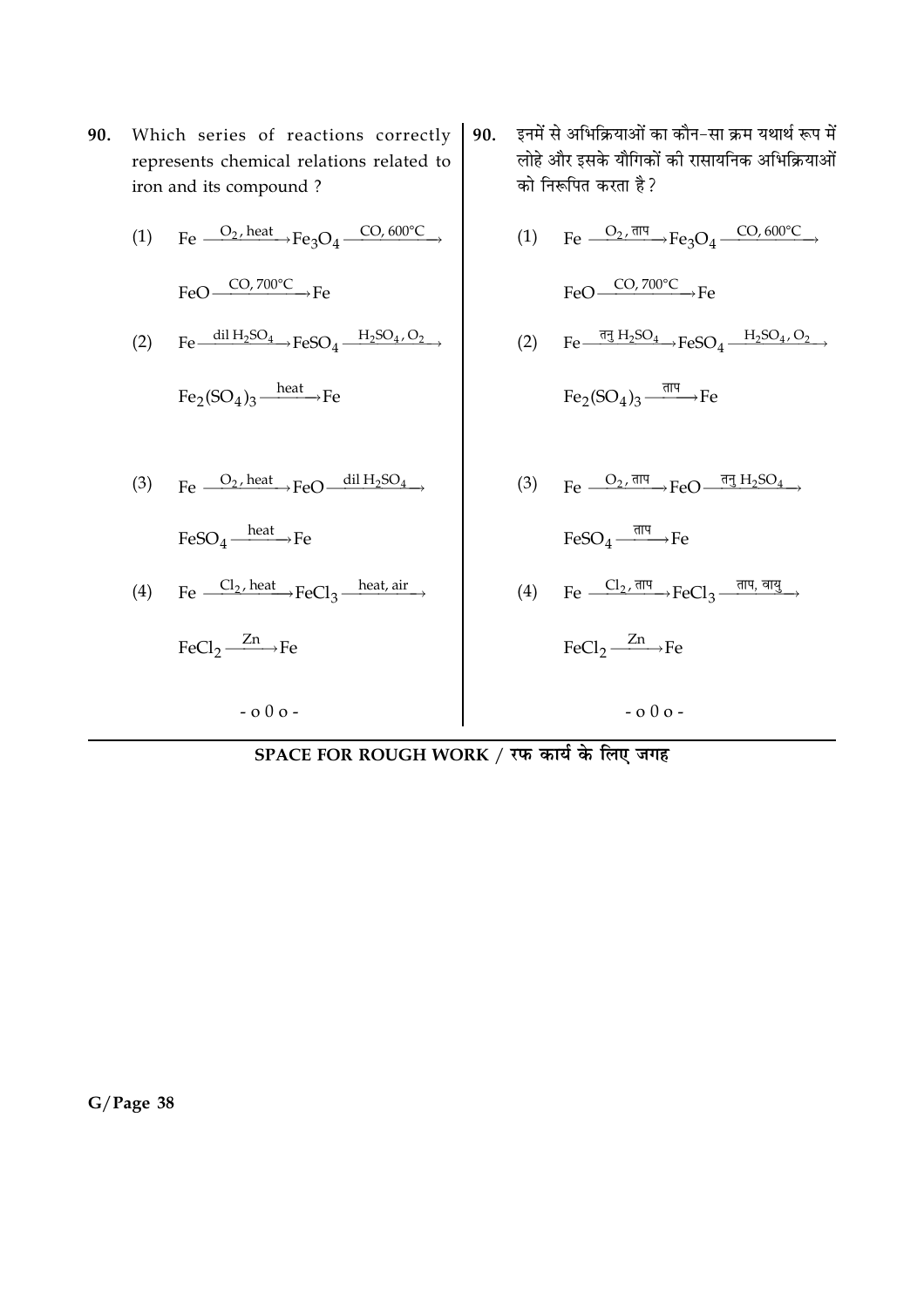90. Which series of reactions correctly represents chemical relations related to iron and its compound ?

(1) $Fe \xrightarrow{O_2,\ heat} Fe_3O_4 \xrightarrow{CO,\ 600°C} FeO \xrightarrow{CO,\ 700°C} Fe$

(2) $Fe \xrightarrow{dil\ H_2SO_4} FeSO_4 \xrightarrow{H_2SO_4,\ O_2} Fe_2(SO_4)_3 \xrightarrow{heat} Fe$

(3) $Fe \xrightarrow{O_2,\ heat} FeO \xrightarrow{dil\ H_2SO_4} FeSO_4 \xrightarrow{heat} Fe$

(4) $Fe \xrightarrow{Cl_2,\ heat} FeCl_3 \xrightarrow{heat,\ air} FeCl_2 \xrightarrow{Zn} Fe$

90. इनमें से अभिक्रियाओं का कौन-सा क्रम यथार्थ रूप में लोहे और इसके यौगिकों की रासायनिक अभिक्रियाओं को निरूपित करता है ?

(1) $Fe \xrightarrow{O_2,\ \text{ताप}} Fe_3O_4 \xrightarrow{CO,\ 600°C} FeO \xrightarrow{CO,\ 700°C} Fe$

(2) $Fe \xrightarrow{\text{तनु}\ H_2SO_4} FeSO_4 \xrightarrow{H_2SO_4,\ O_2} Fe_2(SO_4)_3 \xrightarrow{\text{ताप}} Fe$

(3) $Fe \xrightarrow{O_2,\ \text{ताप}} FeO \xrightarrow{\text{तनु}\ H_2SO_4} FeSO_4 \xrightarrow{\text{ताप}} Fe$

(4) $Fe \xrightarrow{Cl_2,\ \text{ताप}} FeCl_3 \xrightarrow{\text{ताप, वायु}} FeCl_2 \xrightarrow{Zn} Fe$

- o 0 o -

**SPACE FOR ROUGH WORK / रफ कार्य के लिए जगह**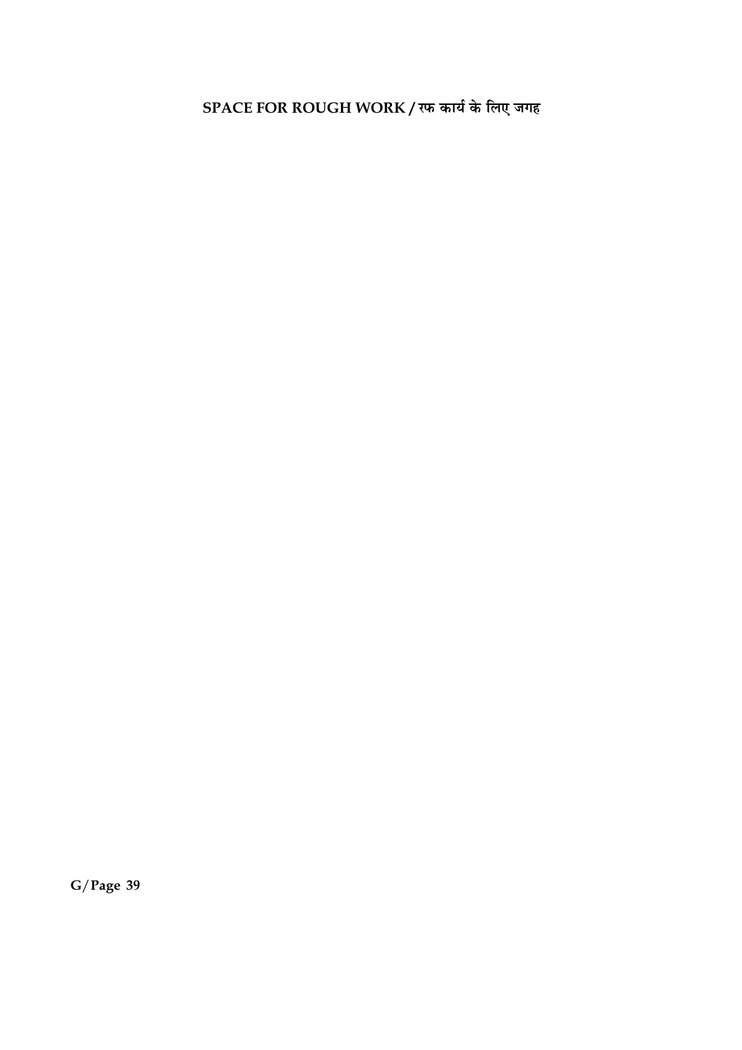**SPACE FOR ROUGH WORK / रफ कार्य के लिए जगह**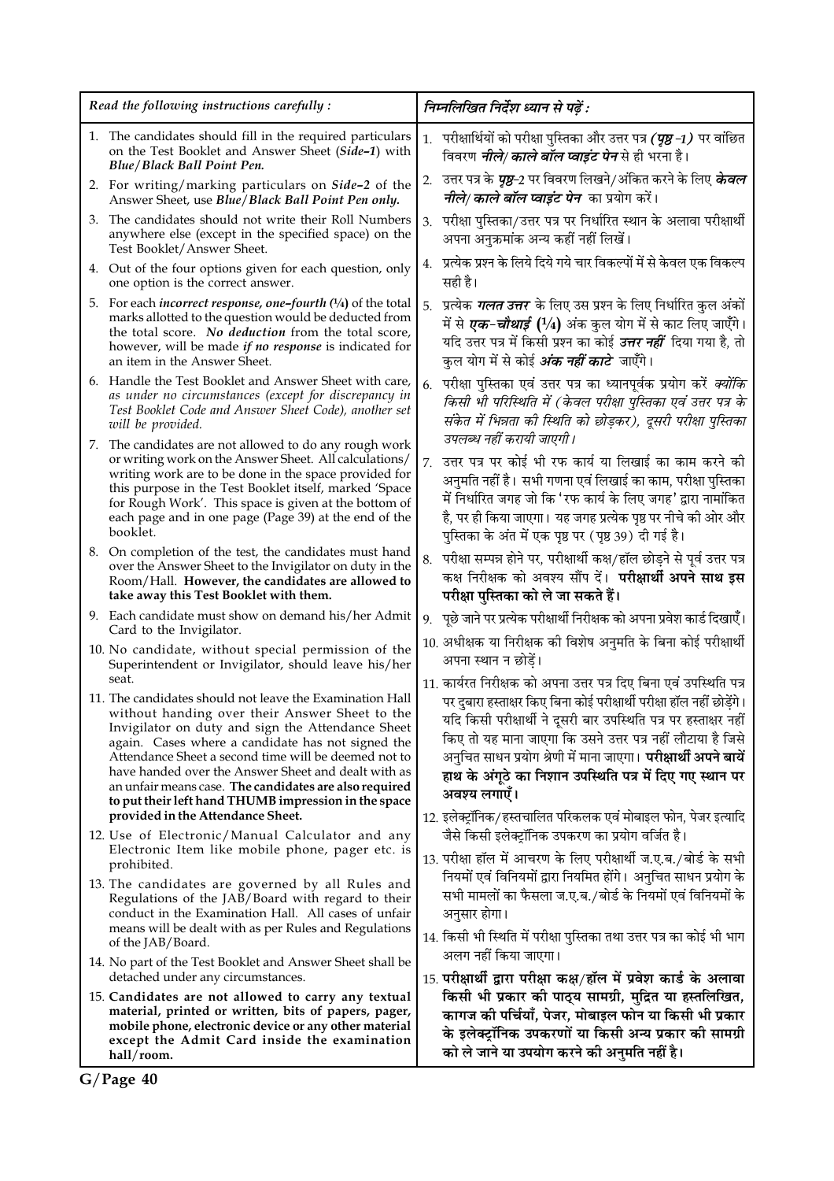| *Read the following instructions carefully :* | *निम्नलिखित निर्देश ध्यान से पढ़ें :* |
| --- | --- |
| 1. The candidates should fill in the required particulars on the Test Booklet and Answer Sheet (*Side–1*) with ***Blue/Black Ball Point Pen.*** | 1. परीक्षार्थियों को परीक्षा पुस्तिका और उत्तर पत्र ***(पृष्ठ -1)*** पर वांछित विवरण ***नीले/ काले बॉल प्वाइंट पेन*** से ही भरना है। |
| 2. For writing/marking particulars on ***Side–2*** of the Answer Sheet, use ***Blue/Black Ball Point Pen only.*** | 2. उत्तर पत्र के ***पृष्ठ-2*** पर विवरण लिखने/अंकित करने के लिए ***केवल नीले/ काले बॉल प्वाइंट पेन*** का प्रयोग करें। |
| 3. The candidates should not write their Roll Numbers anywhere else (except in the specified space) on the Test Booklet/Answer Sheet. | 3. परीक्षा पुस्तिका/उत्तर पत्र पर निर्धारित स्थान के अलावा परीक्षार्थी अपना अनुक्रमांक अन्य कहीं नहीं लिखें। |
| 4. Out of the four options given for each question, only one option is the correct answer. | 4. प्रत्येक प्रश्न के लिये दिये गये चार विकल्पों में से केवल एक विकल्प सही है। |
| 5. For each *incorrect response, one–fourth* (¼) of the total marks allotted to the question would be deducted from the total score. ***No deduction*** from the total score, however, will be made ***if no response*** is indicated for an item in the Answer Sheet. | 5. प्रत्येक ***गलत उत्तर*** के लिए उस प्रश्न के लिए निर्धारित कुल अंकों में से ***एक-चौथाई*** **(¼)** अंक कुल योग में से काट लिए जाएँगे। यदि उत्तर पत्र में किसी प्रश्न का कोई ***उत्तर नहीं*** दिया गया है, तो कुल योग में से कोई ***अंक नहीं काटे*** जाएँगे। |
| 6. Handle the Test Booklet and Answer Sheet with care, *as under no circumstances (except for discrepancy in Test Booklet Code and Answer Sheet Code), another set will be provided.* | 6. परीक्षा पुस्तिका एवं उत्तर पत्र का ध्यानपूर्वक प्रयोग करें *क्योंकि किसी भी परिस्थिति में (केवल परीक्षा पुस्तिका एवं उत्तर पत्र के संकेत में भिन्नता की स्थिति को छोड़कर), दूसरी परीक्षा पुस्तिका उपलब्ध नहीं करायी जाएगी।* |
| 7. The candidates are not allowed to do any rough work or writing work on the Answer Sheet. All calculations/writing work are to be done in the space provided for this purpose in the Test Booklet itself, marked 'Space for Rough Work'. This space is given at the bottom of each page and in one page (Page 39) at the end of the booklet. | 7. उत्तर पत्र पर कोई भी रफ कार्य या लिखाई का काम करने की अनुमति नहीं है। सभी गणना एवं लिखाई का काम, परीक्षा पुस्तिका में निर्धारित जगह जो कि 'रफ कार्य के लिए जगह' द्वारा नामांकित है, पर ही किया जाएगा। यह जगह प्रत्येक पृष्ठ पर नीचे की ओर और पुस्तिका के अंत में एक पृष्ठ पर (पृष्ठ 39) दी गई है। |
| 8. On completion of the test, the candidates must hand over the Answer Sheet to the Invigilator on duty in the Room/Hall. **However, the candidates are allowed to take away this Test Booklet with them.** | 8. परीक्षा सम्पन्न होने पर, परीक्षार्थी कक्ष/हॉल छोड़ने से पूर्व उत्तर पत्र कक्ष निरीक्षक को अवश्य सौंप दें। **परीक्षार्थी अपने साथ इस परीक्षा पुस्तिका को ले जा सकते हैं।** |
| 9. Each candidate must show on demand his/her Admit Card to the Invigilator. | 9. पूछे जाने पर प्रत्येक परीक्षार्थी निरीक्षक को अपना प्रवेश कार्ड दिखाएँ। |
| 10. No candidate, without special permission of the Superintendent or Invigilator, should leave his/her seat. | 10. अधीक्षक या निरीक्षक की विशेष अनुमति के बिना कोई परीक्षार्थी अपना स्थान न छोड़ें। |
| 11. The candidates should not leave the Examination Hall without handing over their Answer Sheet to the Invigilator on duty and sign the Attendance Sheet again. Cases where a candidate has not signed the Attendance Sheet a second time will be deemed not to have handed over the Answer Sheet and dealt with as an unfair means case. **The candidates are also required to put their left hand THUMB impression in the space provided in the Attendance Sheet.** | 11. कार्यरत निरीक्षक को अपना उत्तर पत्र दिए बिना एवं उपस्थिति पत्र पर दुबारा हस्ताक्षर किए बिना कोई परीक्षार्थी परीक्षा हॉल नहीं छोड़ेंगे। यदि किसी परीक्षार्थी ने दूसरी बार उपस्थिति पत्र पर हस्ताक्षर नहीं किए तो यह माना जाएगा कि उसने उत्तर पत्र नहीं लौटाया है जिसे अनुचित साधन प्रयोग श्रेणी में माना जाएगा। **परीक्षार्थी अपने बायें हाथ के अंगूठे का निशान उपस्थिति पत्र में दिए गए स्थान पर अवश्य लगाएँ।** |
| 12. Use of Electronic/Manual Calculator and any Electronic Item like mobile phone, pager etc. is prohibited. | 12. इलेक्ट्रॉनिक/हस्तचालित परिकलक एवं मोबाइल फोन, पेजर इत्यादि जैसे किसी इलेक्ट्रॉनिक उपकरण का प्रयोग वर्जित है। |
| 13. The candidates are governed by all Rules and Regulations of the JAB/Board with regard to their conduct in the Examination Hall. All cases of unfair means will be dealt with as per Rules and Regulations of the JAB/Board. | 13. परीक्षा हॉल में आचरण के लिए परीक्षार्थी ज.ए.ब./बोर्ड के सभी नियमों एवं विनियमों द्वारा नियमित होंगे। अनुचित साधन प्रयोग के सभी मामलों का फैसला ज.ए.ब./बोर्ड के नियमों एवं विनियमों के अनुसार होगा। |
| 14. No part of the Test Booklet and Answer Sheet shall be detached under any circumstances. | 14. किसी भी स्थिति में परीक्षा पुस्तिका तथा उत्तर पत्र का कोई भी भाग अलग नहीं किया जाएगा। |
| 15. **Candidates are not allowed to carry any textual material, printed or written, bits of papers, pager, mobile phone, electronic device or any other material except the Admit Card inside the examination hall/room.** | 15. **परीक्षार्थी द्वारा परीक्षा कक्ष/हॉल में प्रवेश कार्ड के अलावा किसी भी प्रकार की पाठ्य सामग्री, मुद्रित या हस्तलिखित, कागज की पर्चियाँ, पेजर, मोबाइल फोन या किसी भी प्रकार के इलेक्ट्रॉनिक उपकरणों या किसी अन्य प्रकार की सामग्री को ले जाने या उपयोग करने की अनुमति नहीं है।** |